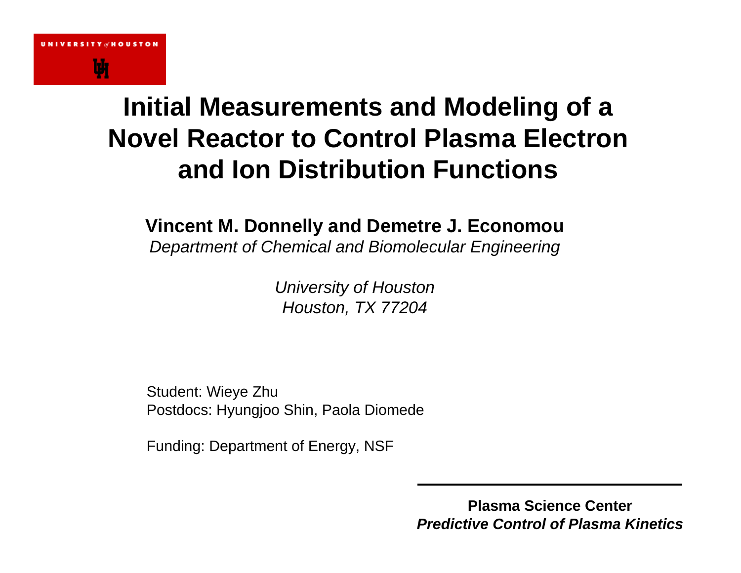UNIVERSITY of HOUSTON

# Initial Measurements and Modeling of a Novel Reactor to Control Plasma Electron and Ion Distribution Functions

**Vincent M. Donnelly and Demetre J. Economou**

*Department of Chemical and Biomolecular Engineering*

*University of Houston*
*Houston, TX 77204*

Student: Wieye Zhu
Postdocs: Hyungjoo Shin, Paola Diomede

Funding: Department of Energy, NSF

**Plasma Science Center**
***Predictive Control of Plasma Kinetics***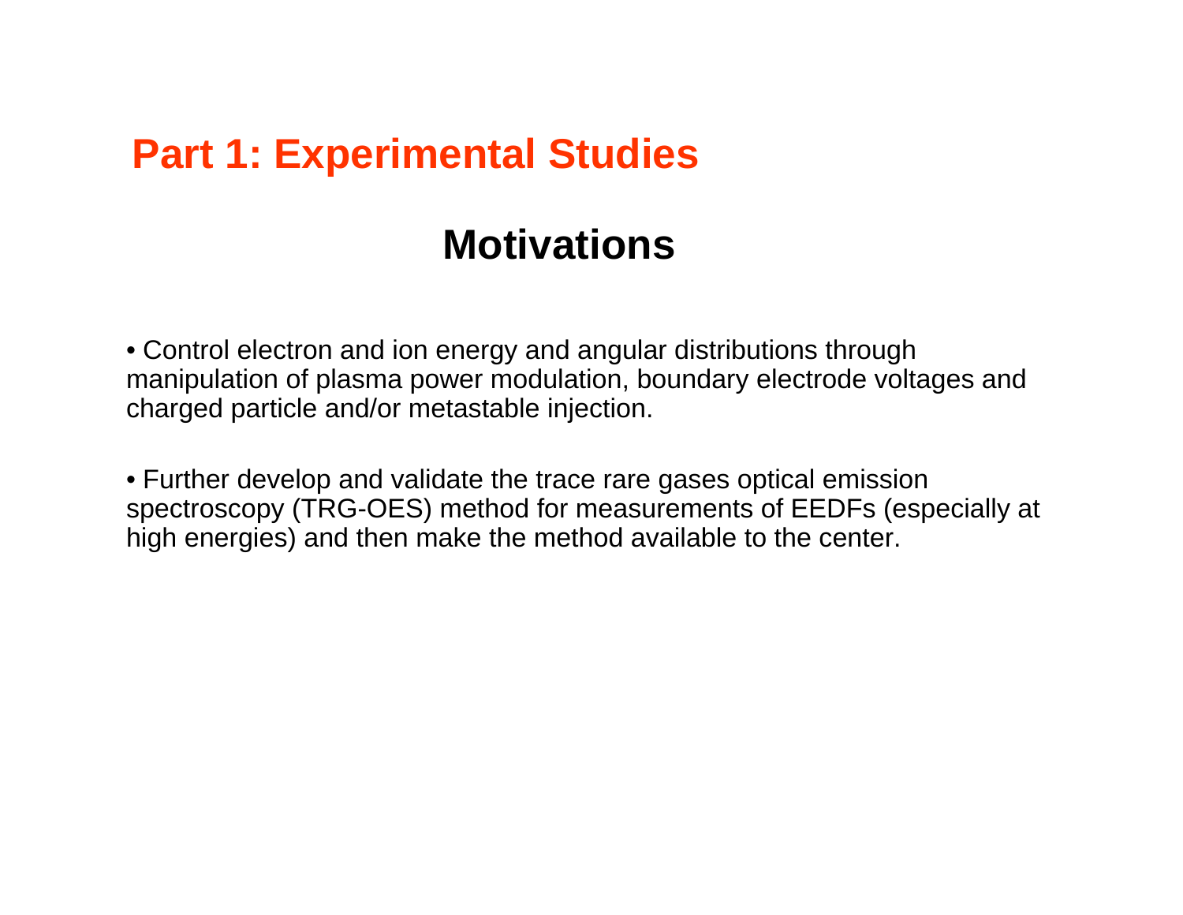# Part 1: Experimental Studies

## Motivations

- Control electron and ion energy and angular distributions through manipulation of plasma power modulation, boundary electrode voltages and charged particle and/or metastable injection.

- Further develop and validate the trace rare gases optical emission spectroscopy (TRG-OES) method for measurements of EEDFs (especially at high energies) and then make the method available to the center.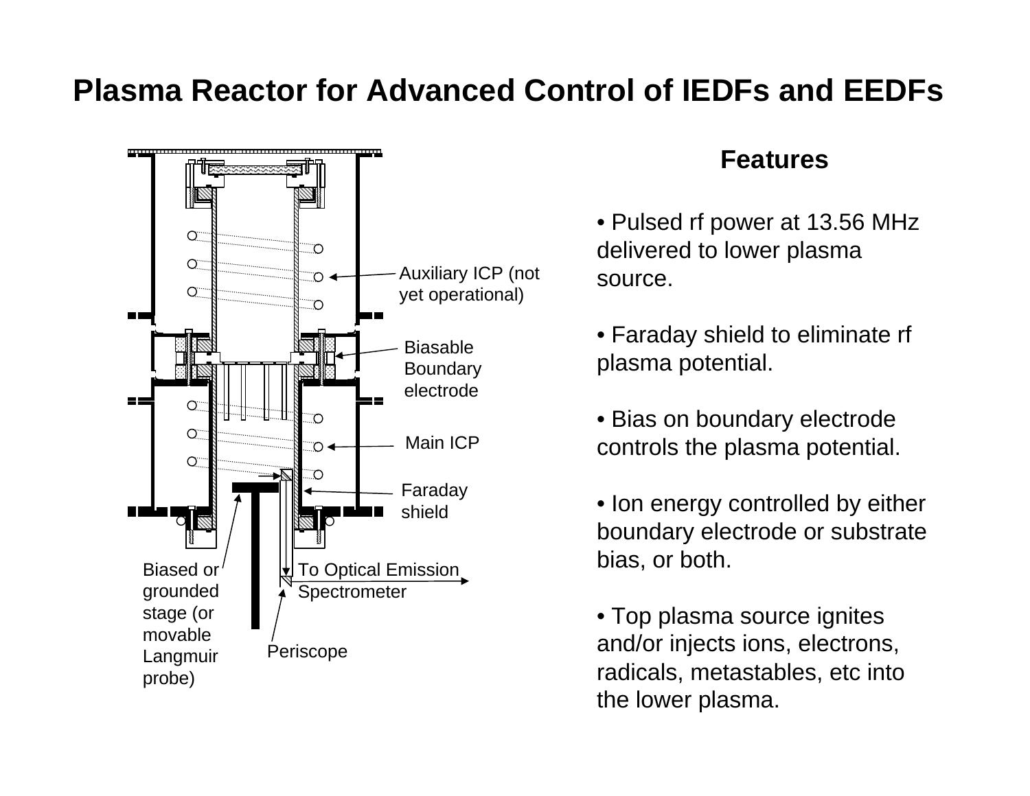# Plasma Reactor for Advanced Control of IEDFs and EEDFs

Auxiliary ICP (not yet operational)

Biasable Boundary electrode

Main ICP

Faraday shield

Biased or grounded stage (or movable Langmuir probe)

To Optical Emission Spectrometer

Periscope

## Features

- Pulsed rf power at 13.56 MHz delivered to lower plasma source.
- Faraday shield to eliminate rf plasma potential.
- Bias on boundary electrode controls the plasma potential.
- Ion energy controlled by either boundary electrode or substrate bias, or both.
- Top plasma source ignites and/or injects ions, electrons, radicals, metastables, etc into the lower plasma.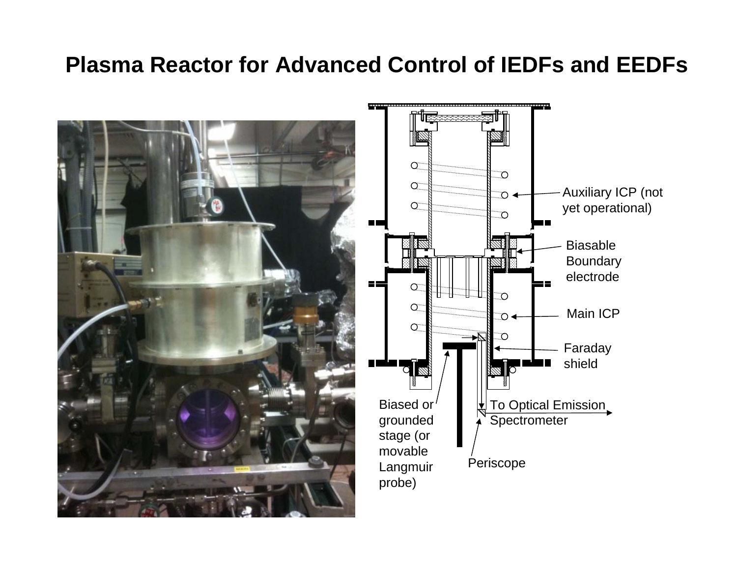# Plasma Reactor for Advanced Control of IEDFs and EEDFs

Auxiliary ICP (not yet operational)

Biasable Boundary electrode

Main ICP

Faraday shield

Biased or grounded stage (or movable Langmuir probe)

To Optical Emission Spectrometer

Periscope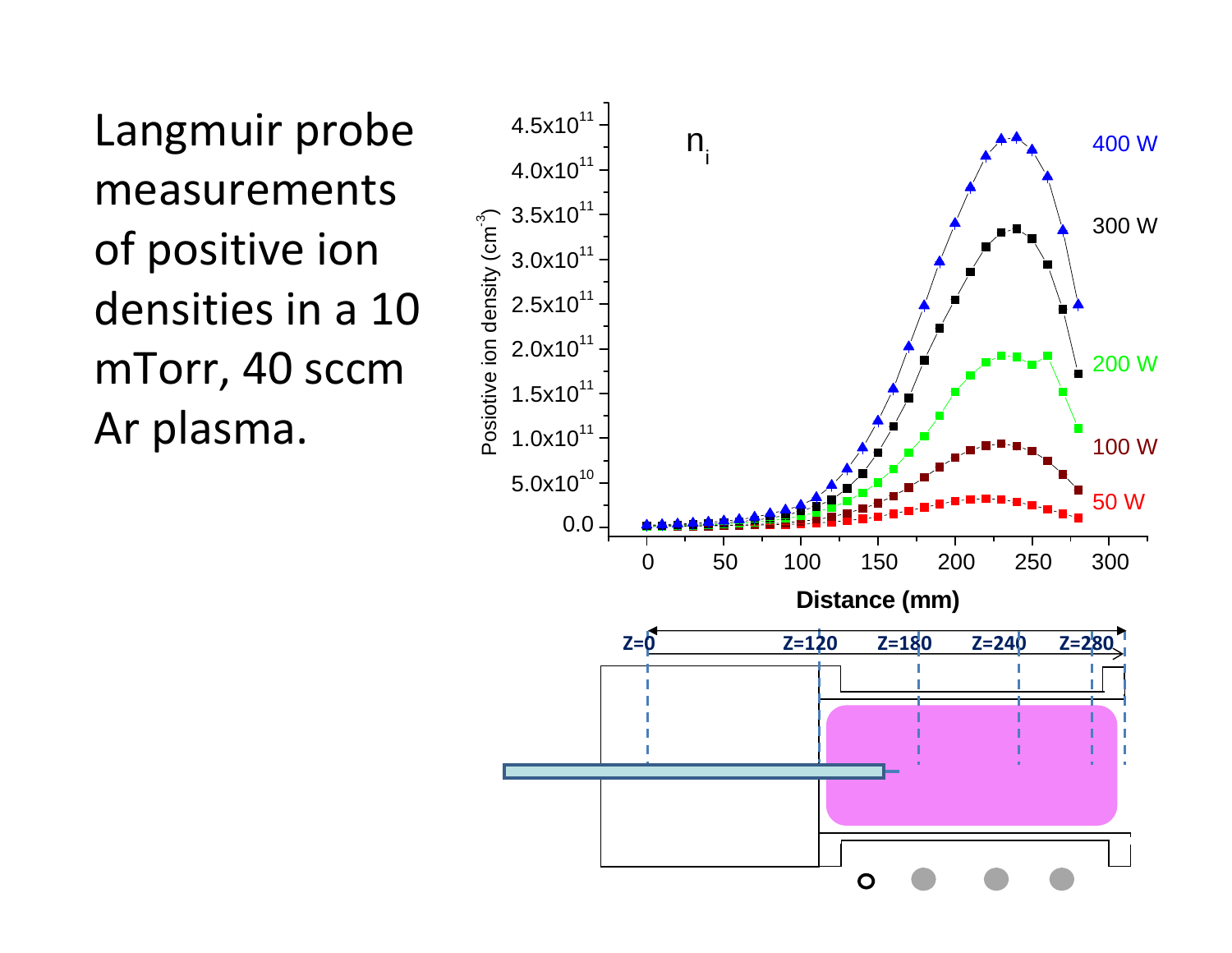Langmuir probe measurements of positive ion densities in a 10 mTorr, 40 sccm Ar plasma.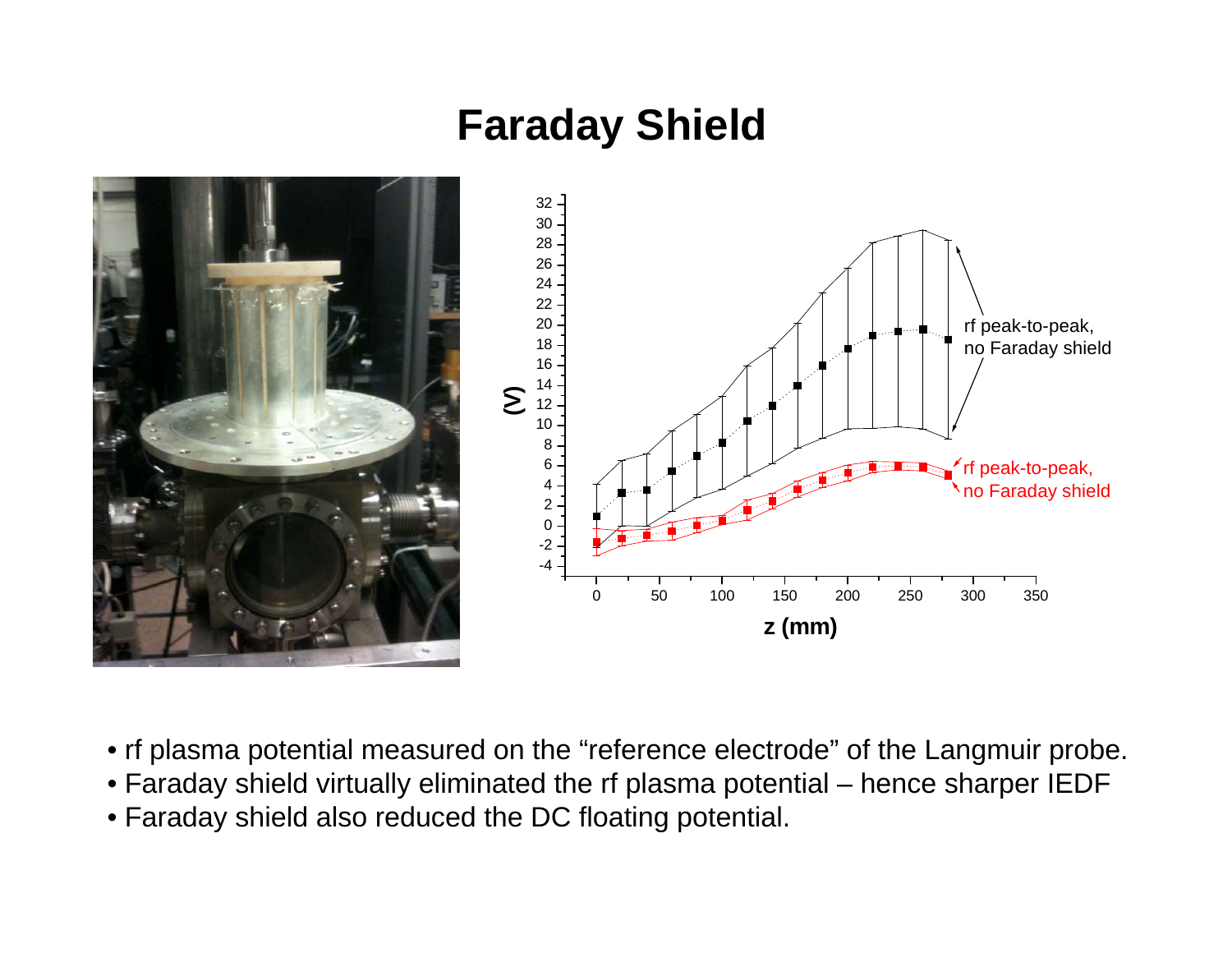# Faraday Shield

- rf plasma potential measured on the “reference electrode” of the Langmuir probe.
- Faraday shield virtually eliminated the rf plasma potential – hence sharper IEDF
- Faraday shield also reduced the DC floating potential.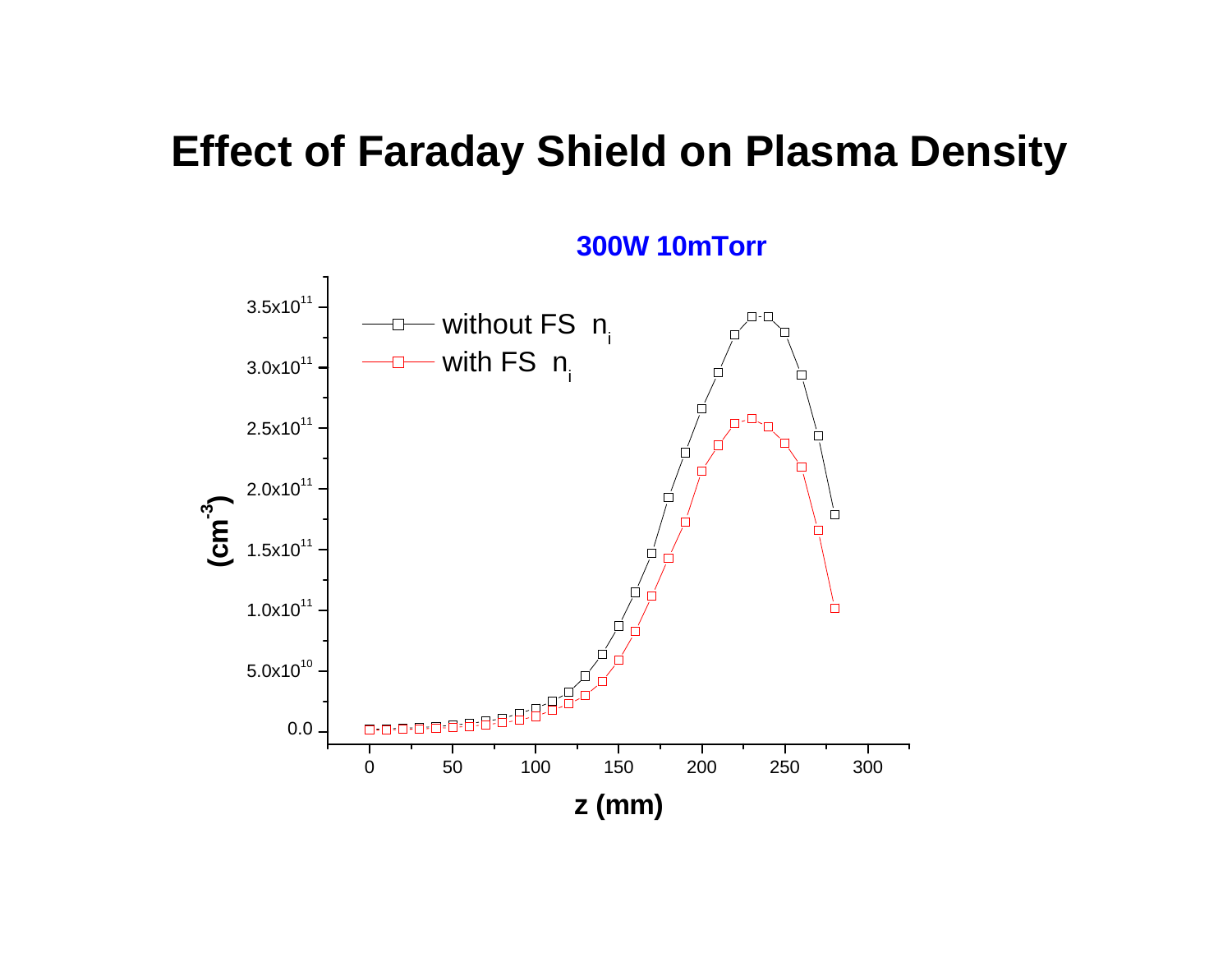# Effect of Faraday Shield on Plasma Density

**300W 10mTorr**

without FS $n_i$

with FS $n_i$

$(cm^{-3})$

z (mm)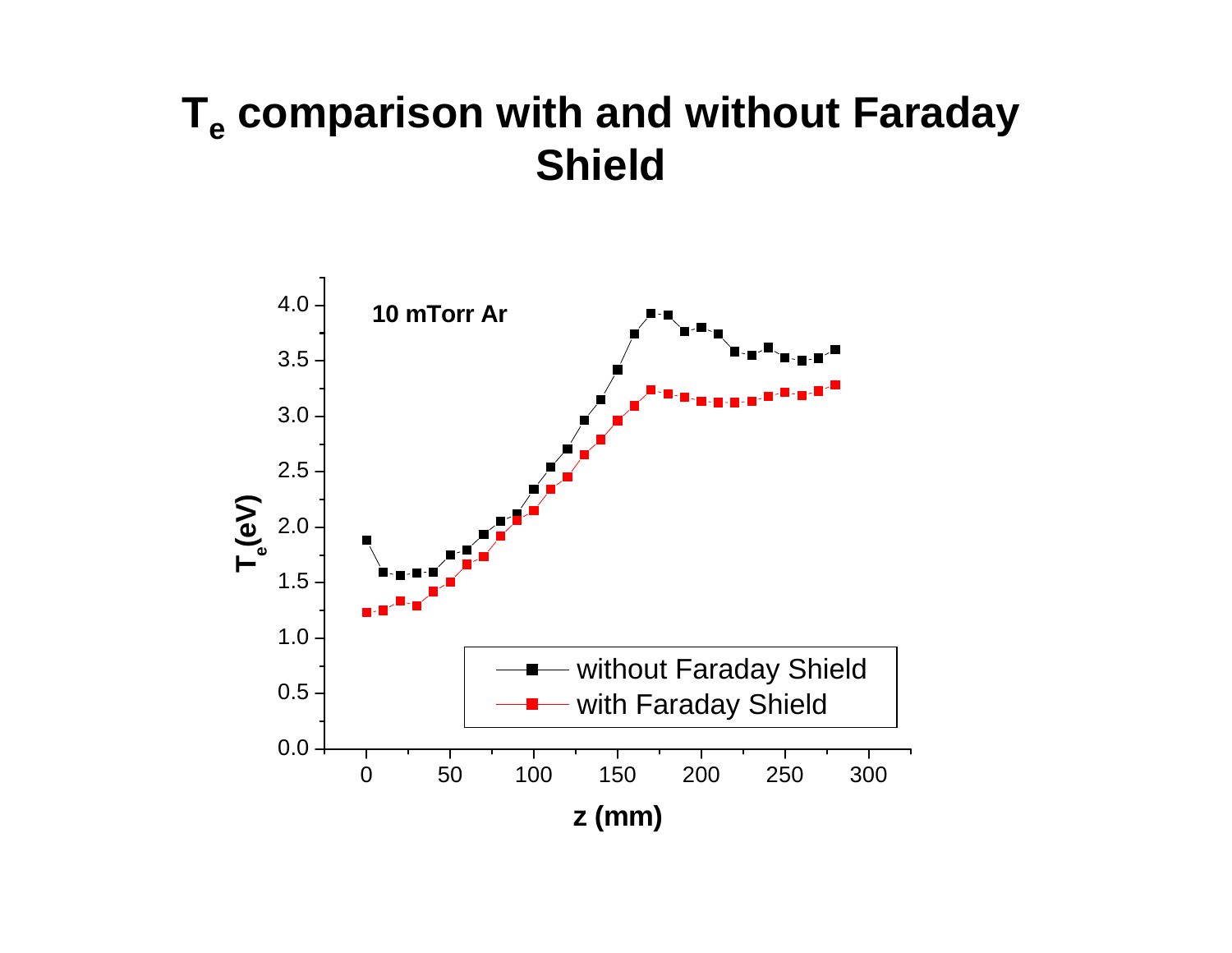# $T_e$ comparison with and without Faraday Shield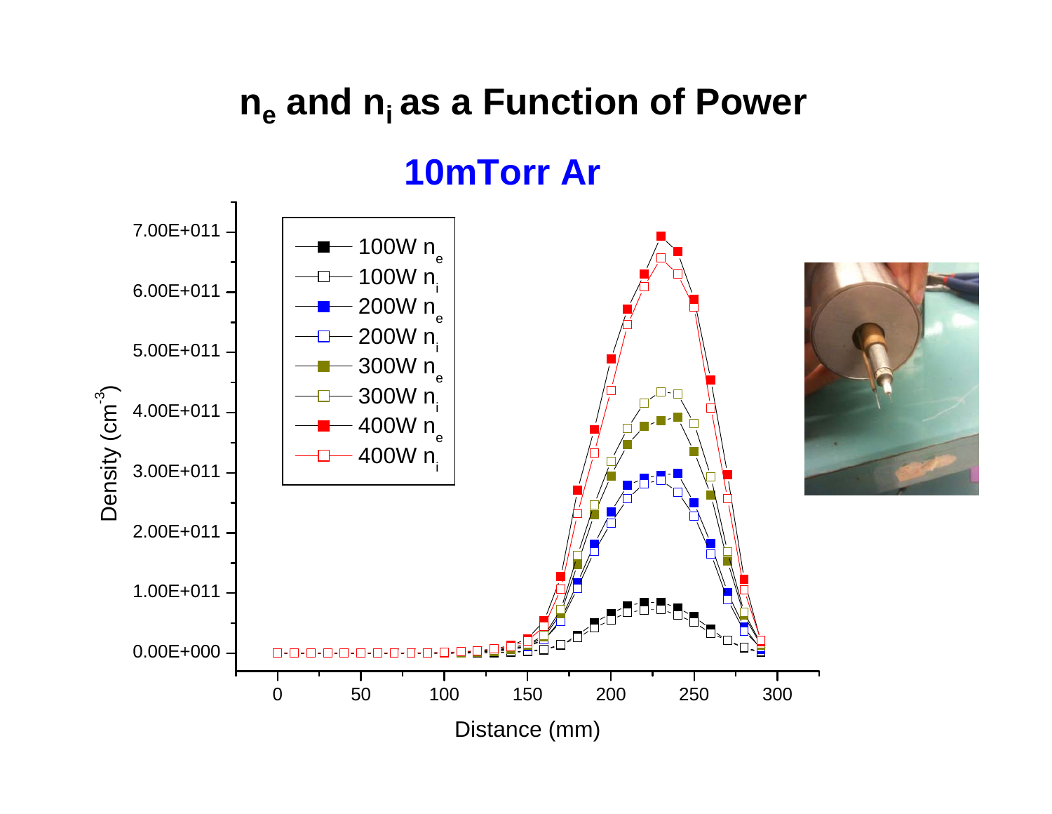# $n_e$ and $n_i$ as a Function of Power

## 10mTorr Ar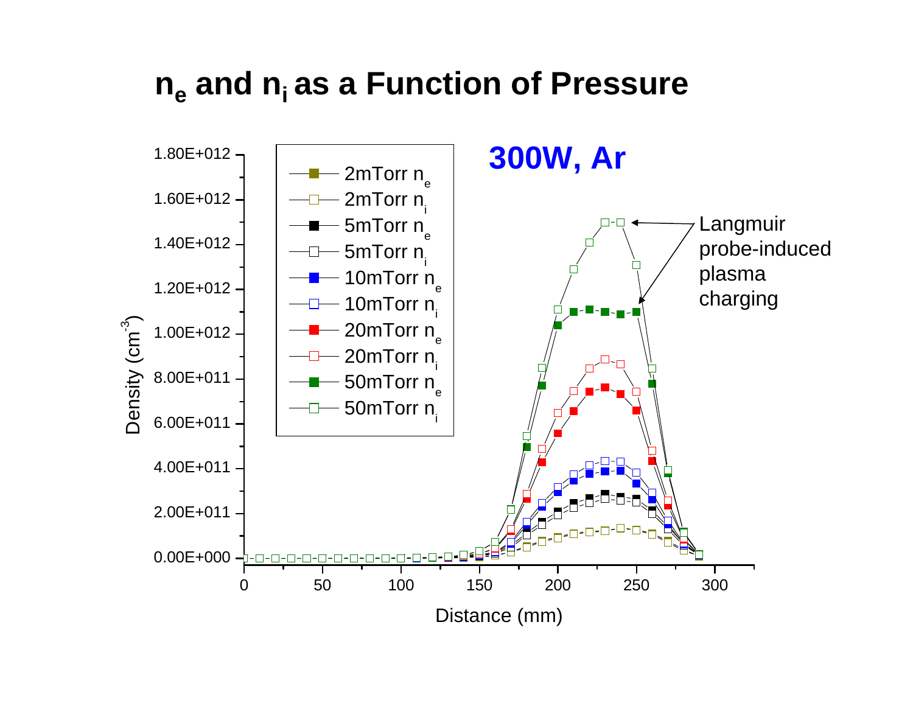# $n_e$ and $n_i$ as a Function of Pressure

300W, Ar

Legend: 2mTorr $n_e$; 2mTorr $n_i$; 5mTorr $n_e$; 5mTorr $n_i$; 10mTorr $n_e$; 10mTorr $n_i$; 20mTorr $n_e$; 20mTorr $n_i$; 50mTorr $n_e$; 50mTorr $n_i$

Annotation: Langmuir probe-induced plasma charging

Y-axis: Density ($cm^{-3}$), 0.00E+000 to 1.80E+012

X-axis: Distance (mm), 0 to 300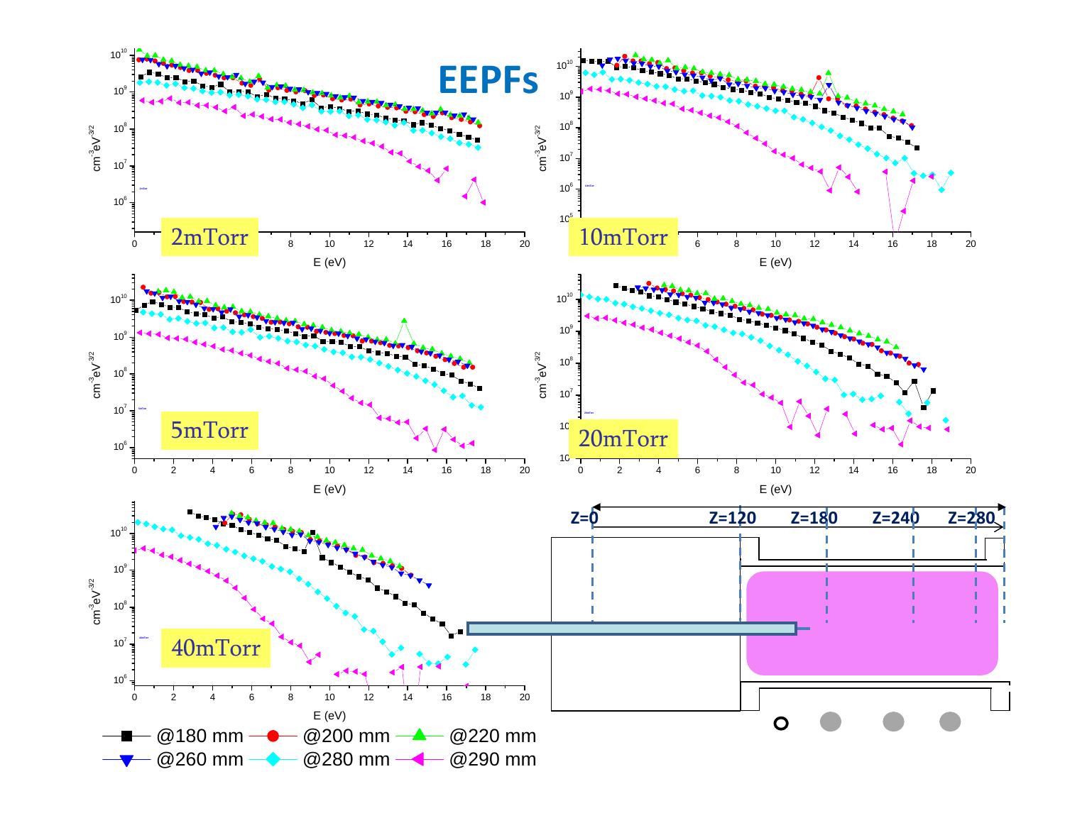# EEPFs

2mTorr

10mTorr

5mTorr

20mTorr

40mTorr

@180 mm @200 mm @220 mm @260 mm @280 mm @290 mm

Z=0 Z=120 Z=180 Z=240 Z=280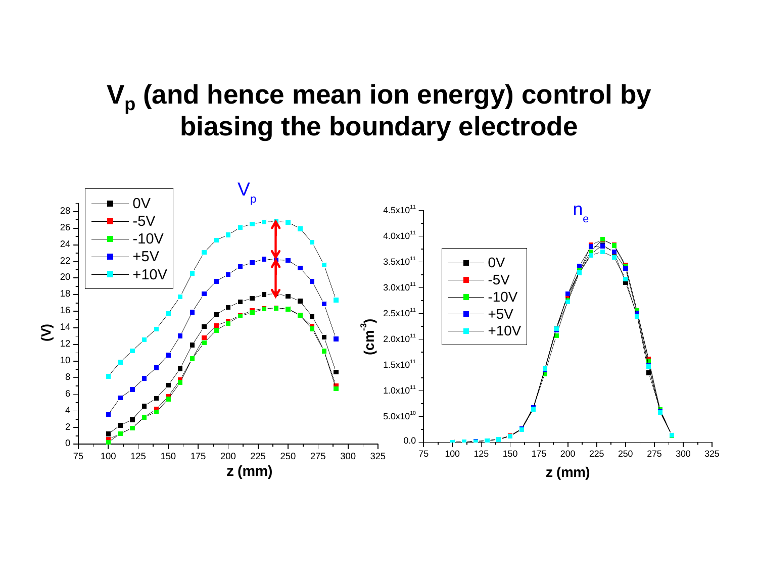# $V_p$ (and hence mean ion energy) control by biasing the boundary electrode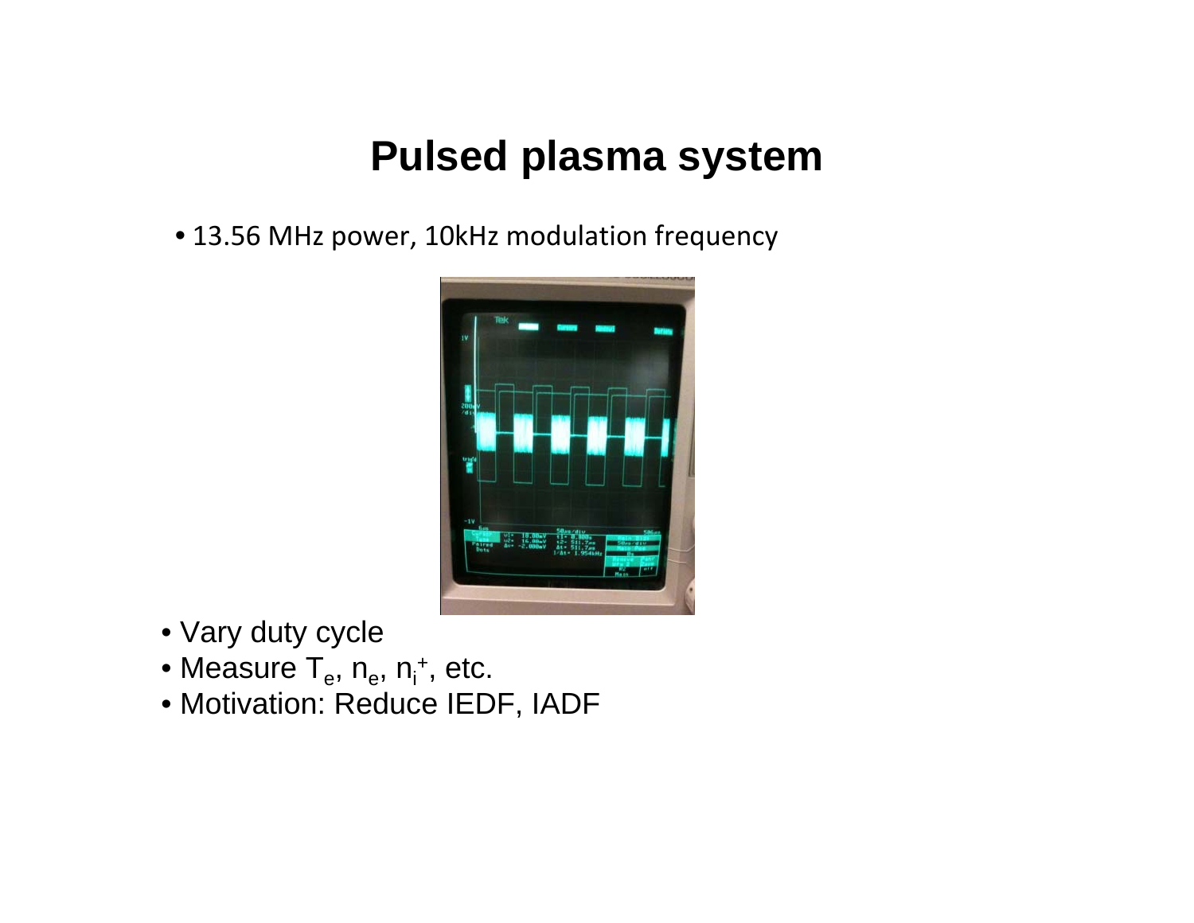# Pulsed plasma system

- 13.56 MHz power, 10kHz modulation frequency

- Vary duty cycle
- Measure $T_e$, $n_e$, $n_i^+$, etc.
- Motivation: Reduce IEDF, IADF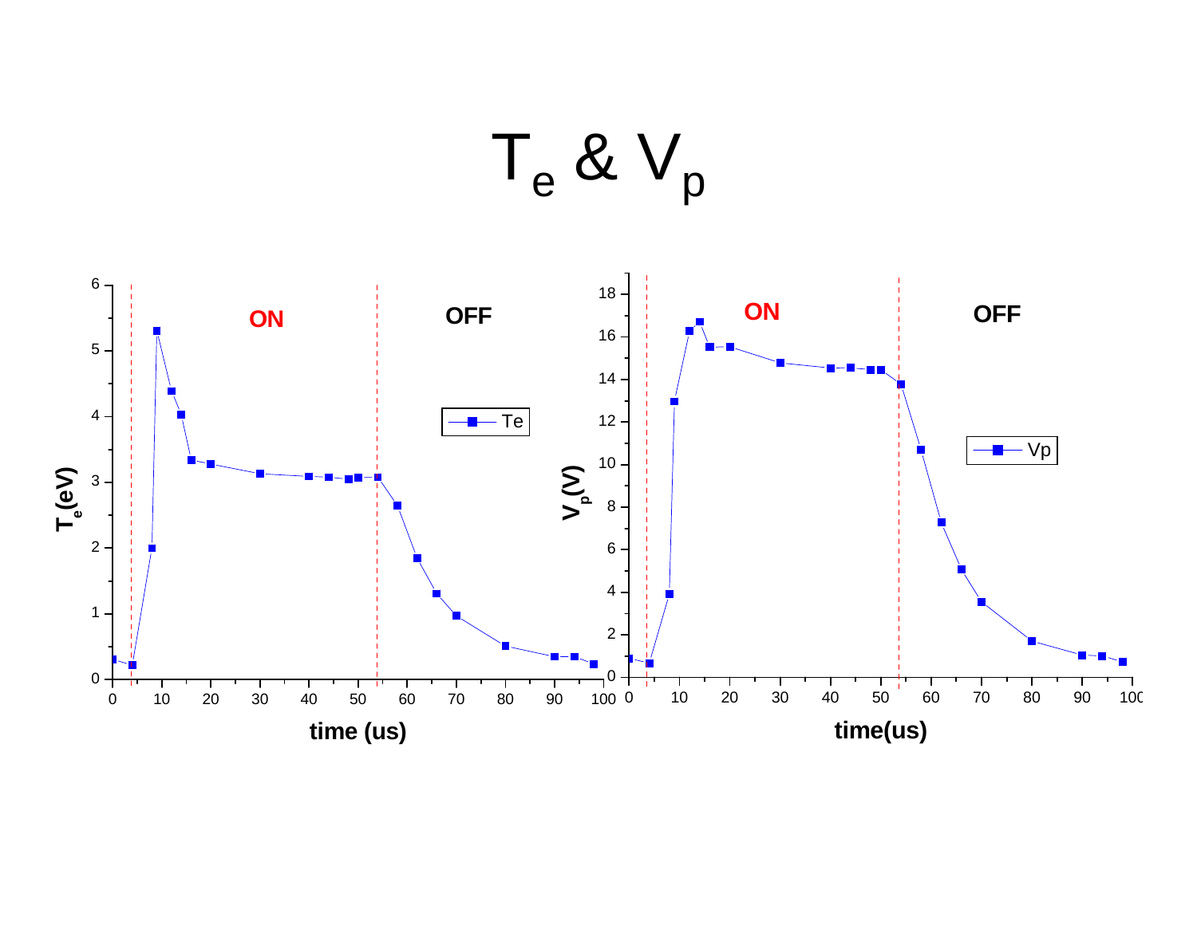# $T_e$ & $V_p$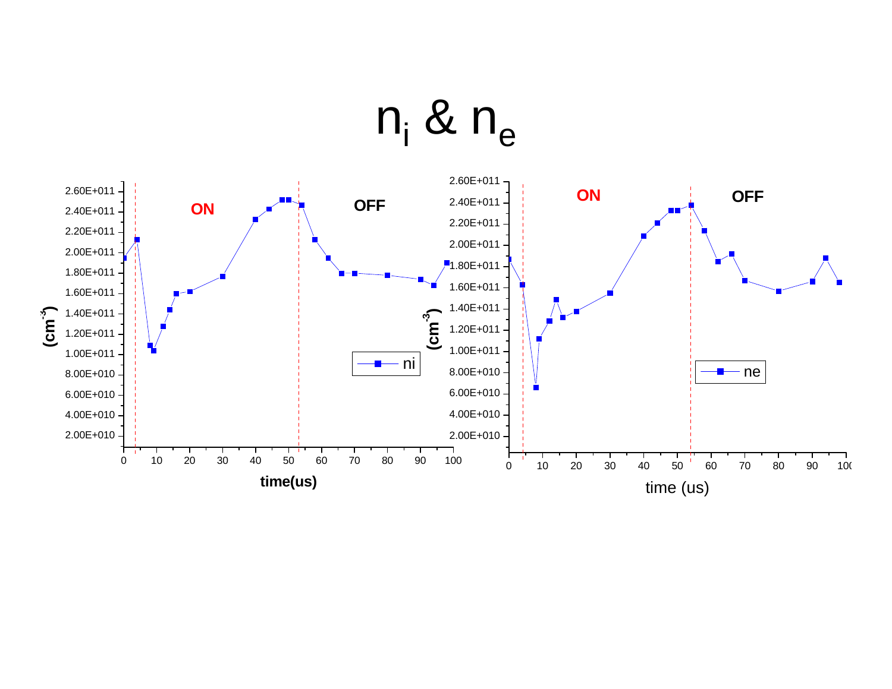# $n_i$ & $n_e$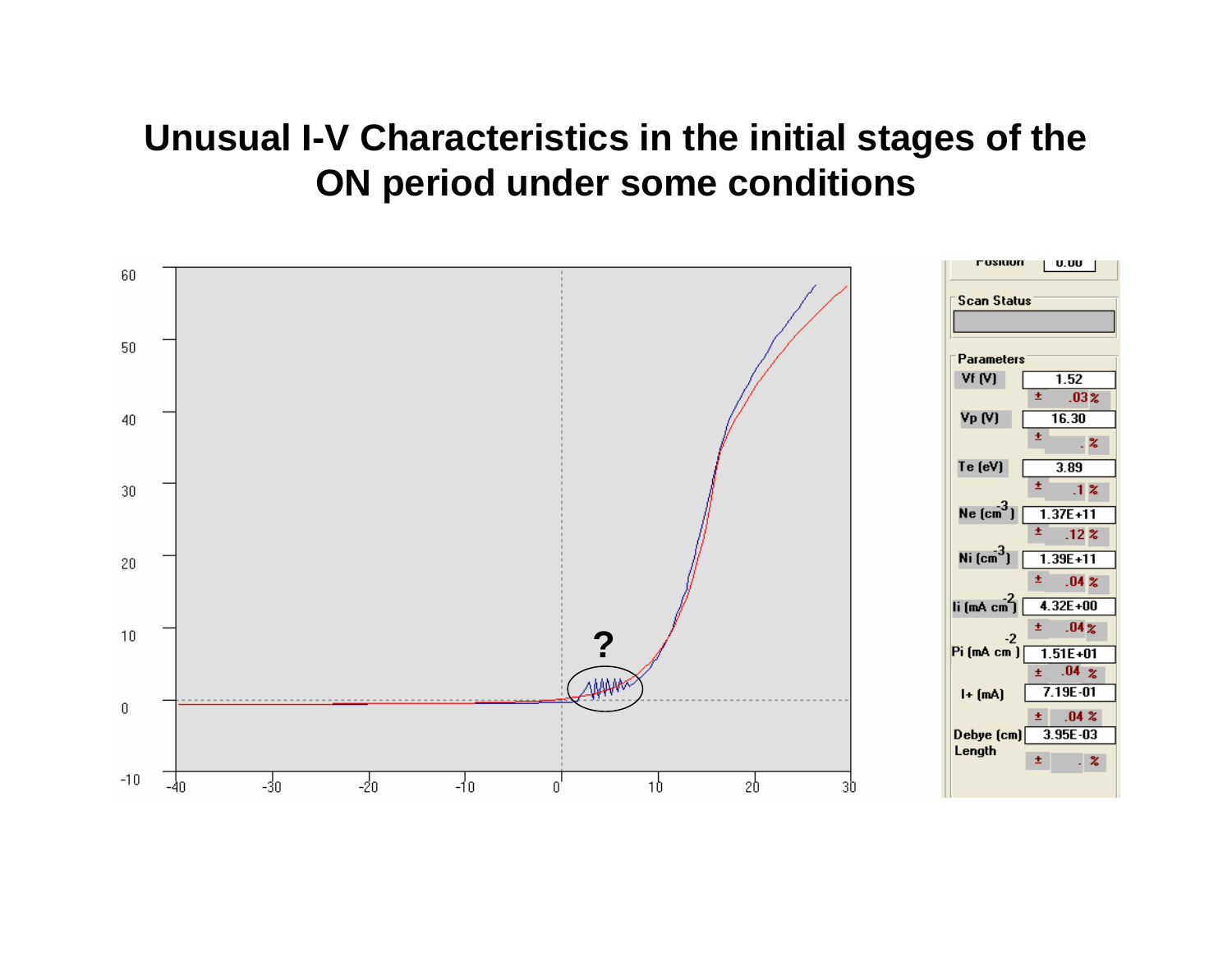# Unusual I-V Characteristics in the initial stages of the ON period under some conditions

| Parameters | Value | ± % |
| --- | --- | --- |
| Vf (V) | 1.52 | .03 |
| Vp (V) | 16.30 | . |
| Te (eV) | 3.89 | .1 |
| Ne ($cm^{-3}$) | 1.37E+11 | .12 |
| Ni ($cm^{-3}$) | 1.39E+11 | .04 |
| Ii (mA $cm^{-2}$) | 4.32E+00 | .04 |
| Pi (mA $cm^{-2}$) | 1.51E+01 | .04 |
| I+ (mA) | 7.19E-01 | .04 |
| Debye (cm) Length | 3.95E-03 | . |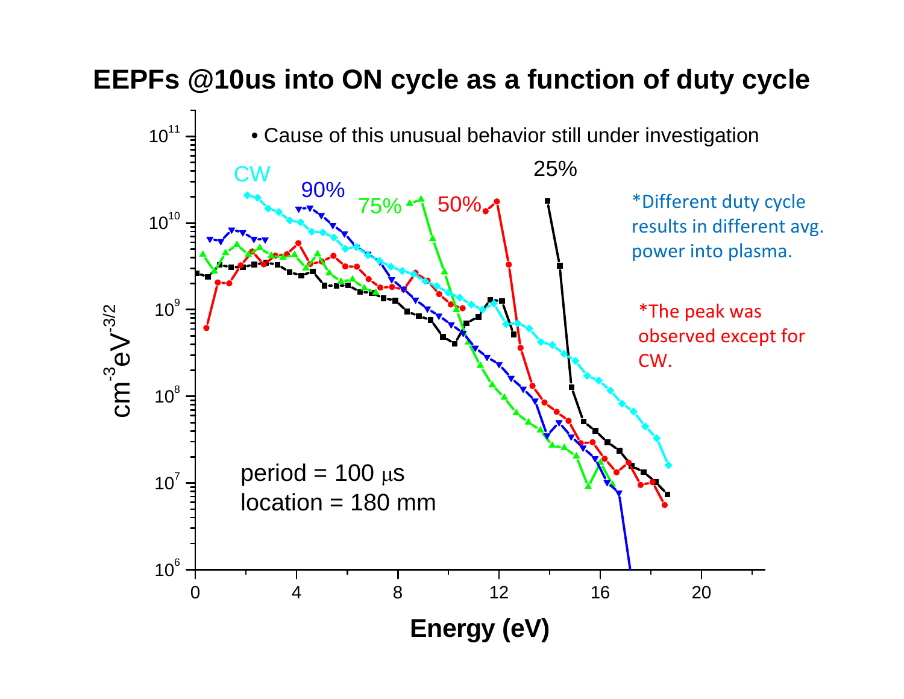# EEPFs @10us into ON cycle as a function of duty cycle

- Cause of this unusual behavior still under investigation

*Different duty cycle results in different avg. power into plasma.

*The peak was observed except for CW.

period = 100 μs
location = 180 mm

Legend: CW, 90%, 75%, 50%, 25%

Y-axis: $cm^{-3}eV^{-3/2}$ (log scale, $10^6$ to $10^{11}$)

X-axis: Energy (eV) (0 to 20)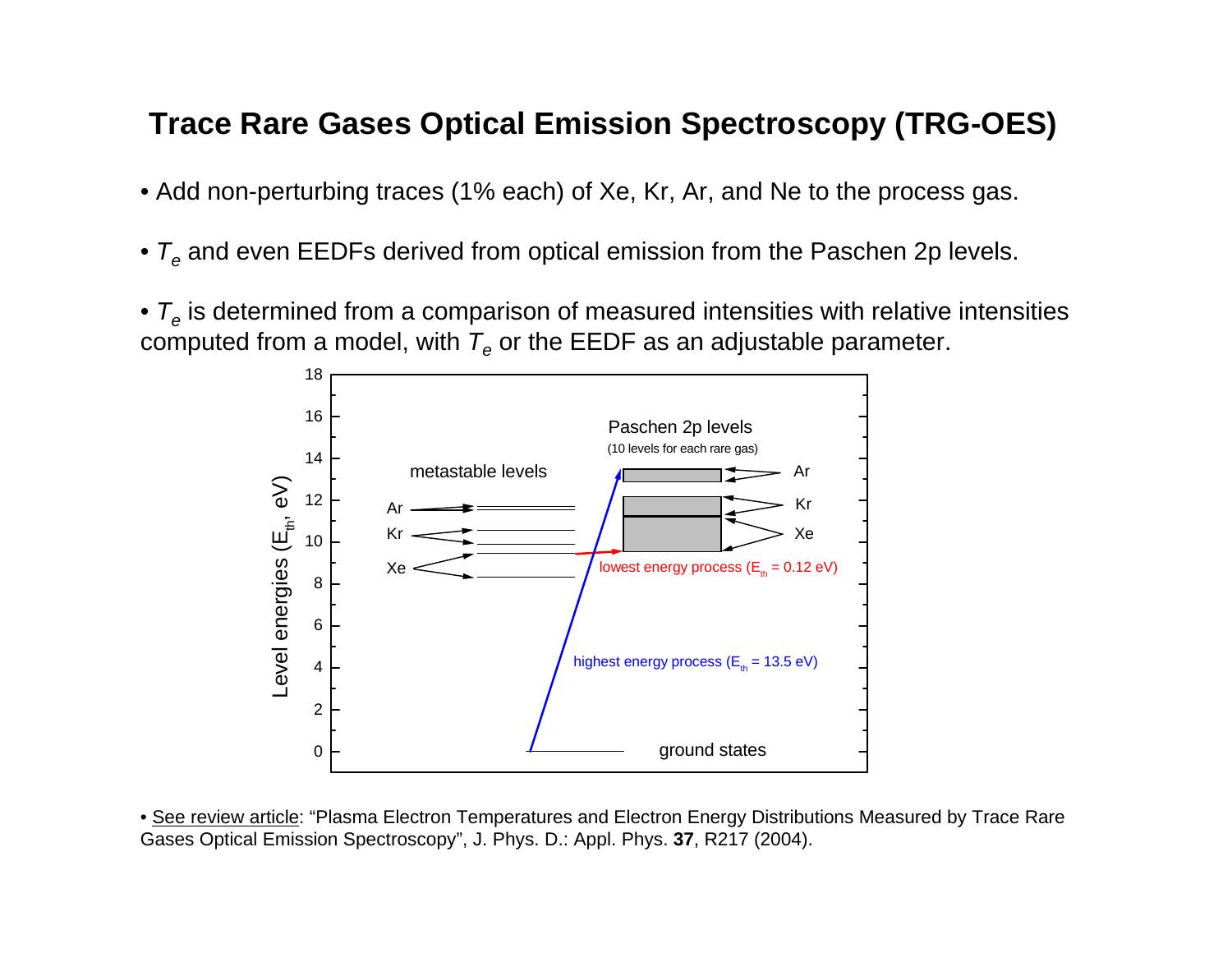# Trace Rare Gases Optical Emission Spectroscopy (TRG-OES)

- Add non-perturbing traces (1% each) of Xe, Kr, Ar, and Ne to the process gas.

- $T_e$ and even EEDFs derived from optical emission from the Paschen 2p levels.

- $T_e$ is determined from a comparison of measured intensities with relative intensities computed from a model, with $T_e$ or the EEDF as an adjustable parameter.

Level energies ($E_{th}$, eV)

Paschen 2p levels (10 levels for each rare gas)

metastable levels

Ar, Kr, Xe

lowest energy process ($E_{th}$ = 0.12 eV)

highest energy process ($E_{th}$ = 13.5 eV)

ground states

- See review article: "Plasma Electron Temperatures and Electron Energy Distributions Measured by Trace Rare Gases Optical Emission Spectroscopy", J. Phys. D.: Appl. Phys. **37**, R217 (2004).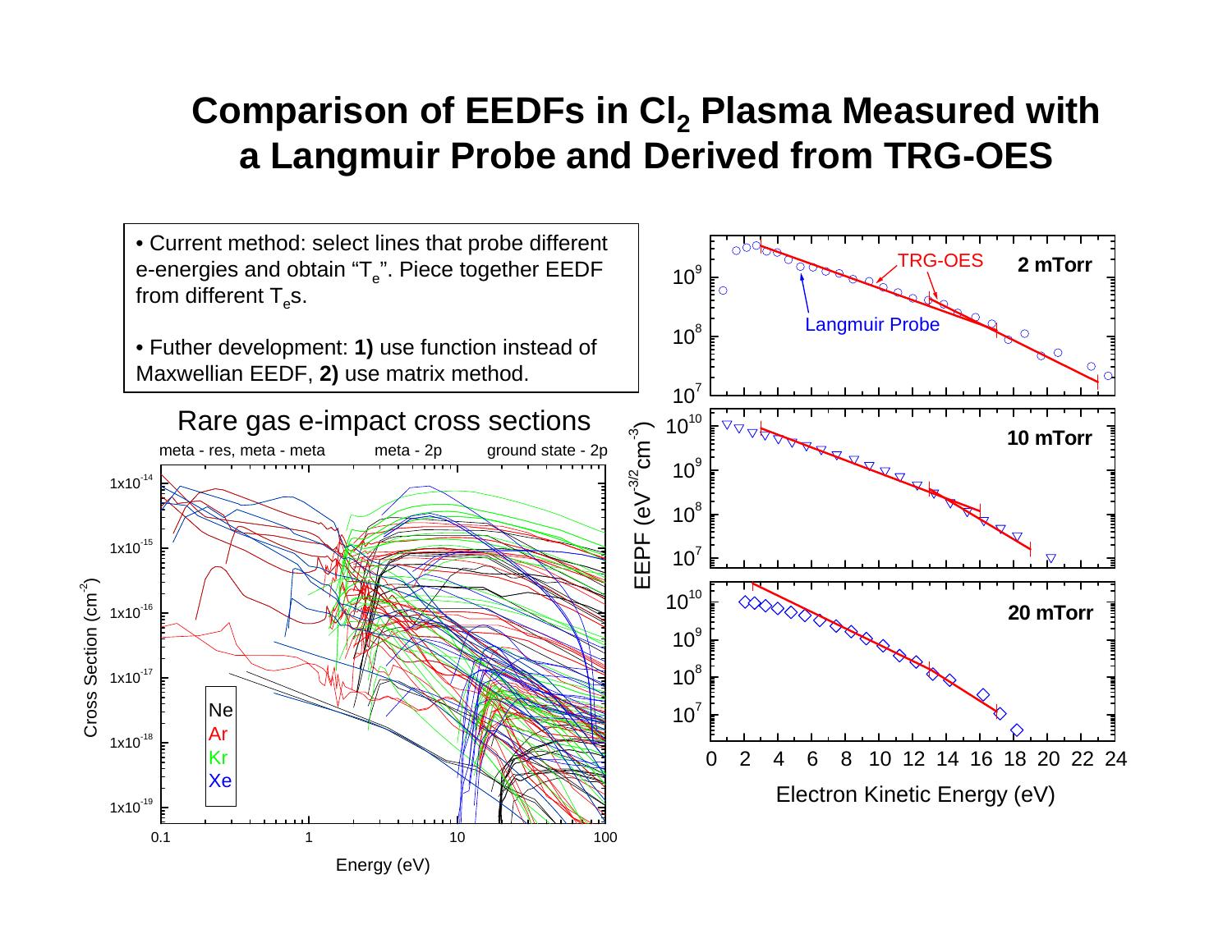# Comparison of EEDFs in $Cl_2$ Plasma Measured with a Langmuir Probe and Derived from TRG-OES

- Current method: select lines that probe different e-energies and obtain "$T_e$". Piece together EEDF from different $T_e$s.
- Futher development: **1)** use function instead of Maxwellian EEDF, **2)** use matrix method.

Rare gas e-impact cross sections

meta - res, meta - meta | meta - 2p | ground state - 2p

Cross Section ($cm^{-2}$)

Energy (eV)

Ne, Ar, Kr, Xe

EEPF ($eV^{-3/2}cm^{-3}$)

TRG-OES

Langmuir Probe

2 mTorr

10 mTorr

20 mTorr

Electron Kinetic Energy (eV)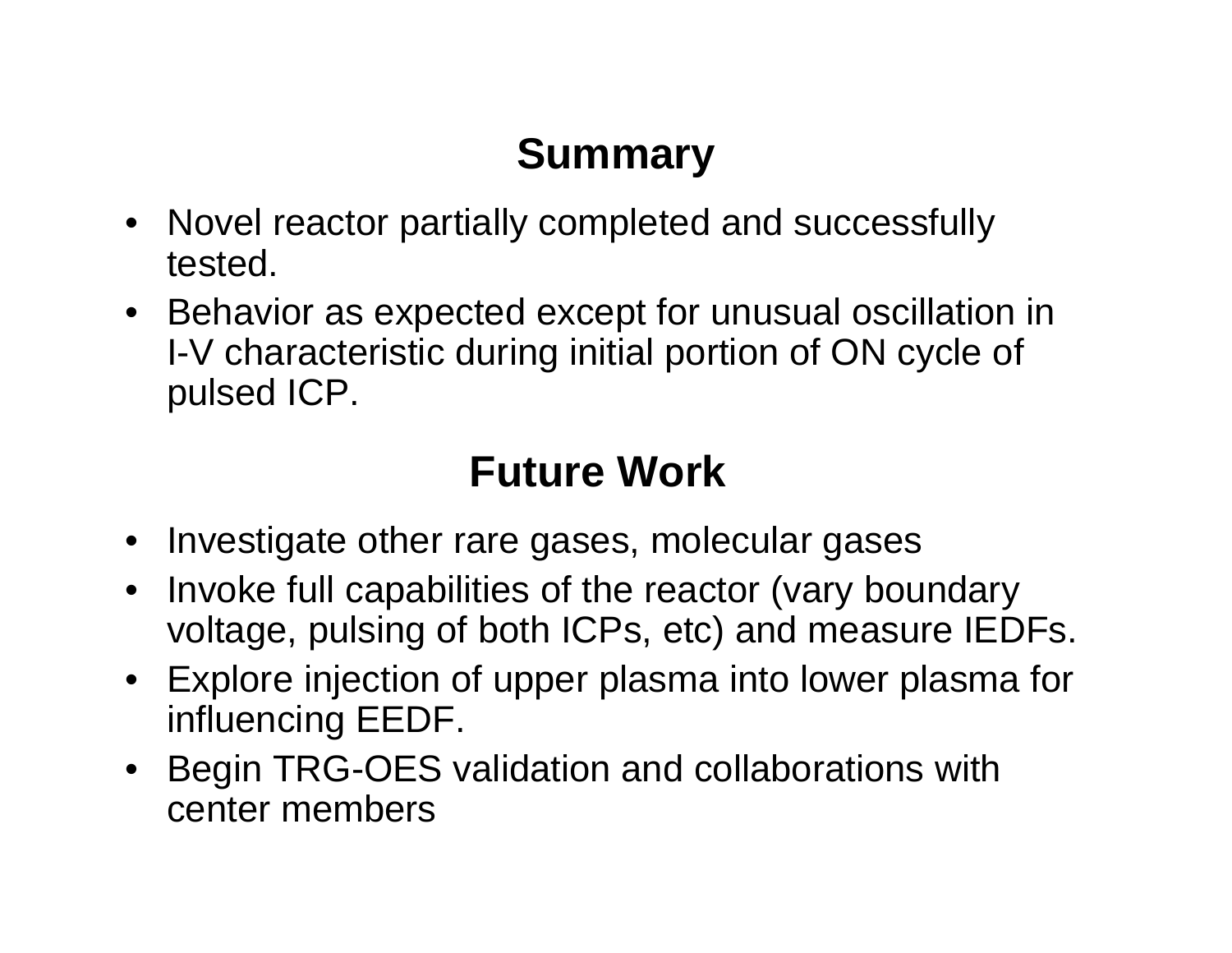## Summary

- Novel reactor partially completed and successfully tested.
- Behavior as expected except for unusual oscillation in I-V characteristic during initial portion of ON cycle of pulsed ICP.

## Future Work

- Investigate other rare gases, molecular gases
- Invoke full capabilities of the reactor (vary boundary voltage, pulsing of both ICPs, etc) and measure IEDFs.
- Explore injection of upper plasma into lower plasma for influencing EEDF.
- Begin TRG-OES validation and collaborations with center members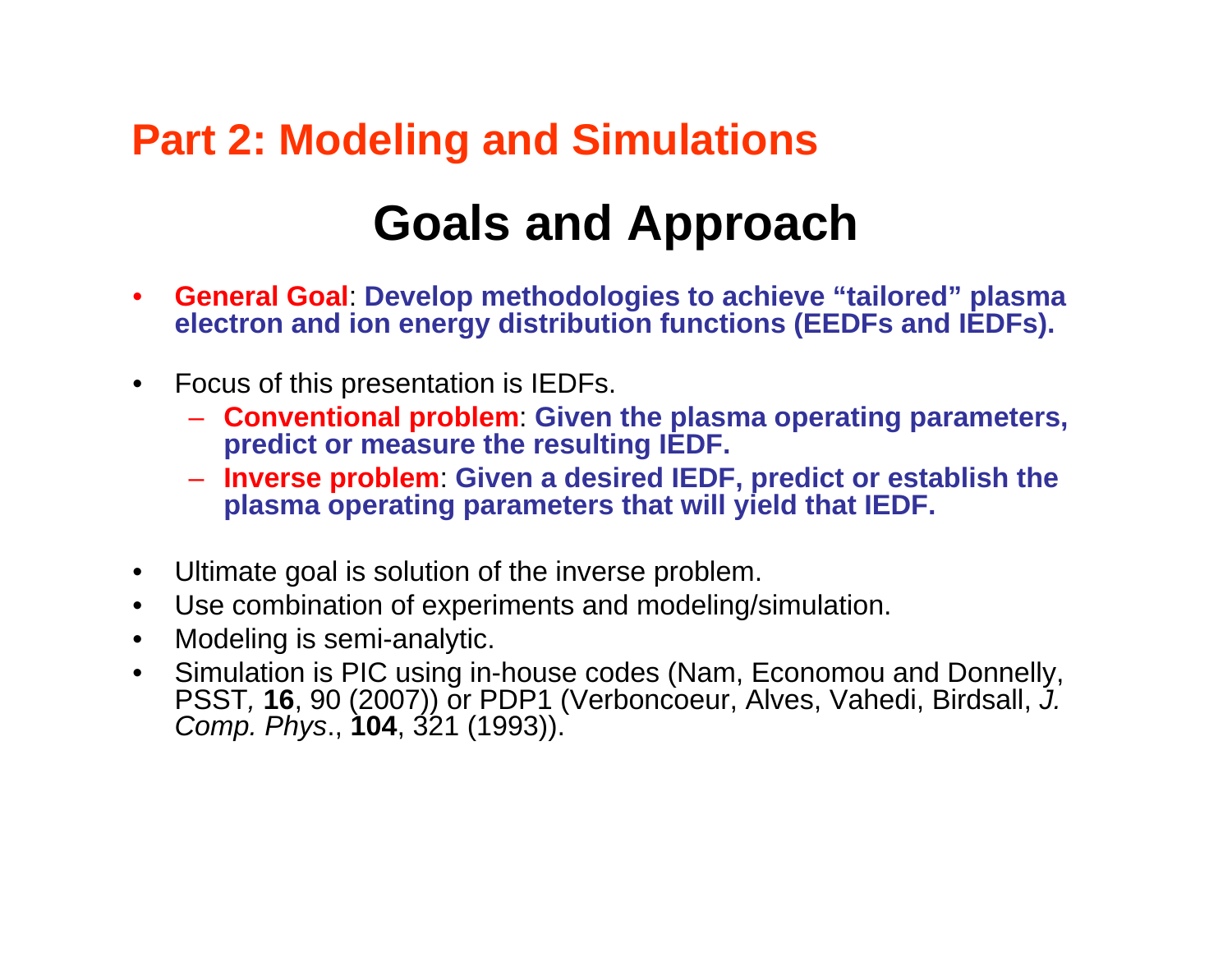## Part 2: Modeling and Simulations

# Goals and Approach

- **General Goal**: **Develop methodologies to achieve "tailored" plasma electron and ion energy distribution functions (EEDFs and IEDFs).**

- Focus of this presentation is IEDFs.
  - **Conventional problem**: **Given the plasma operating parameters, predict or measure the resulting IEDF.**
  - **Inverse problem**: **Given a desired IEDF, predict or establish the plasma operating parameters that will yield that IEDF.**

- Ultimate goal is solution of the inverse problem.
- Use combination of experiments and modeling/simulation.
- Modeling is semi-analytic.
- Simulation is PIC using in-house codes (Nam, Economou and Donnelly, PSST, **16**, 90 (2007)) or PDP1 (Verboncoeur, Alves, Vahedi, Birdsall, *J. Comp. Phys*., **104**, 321 (1993)).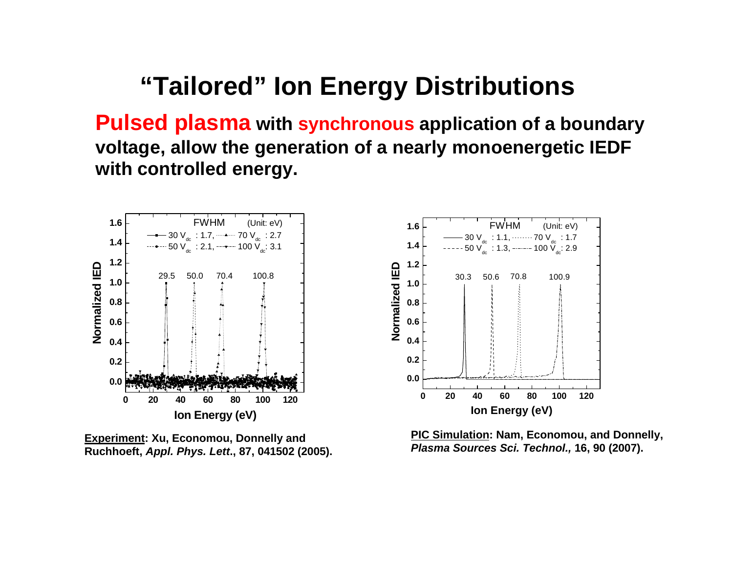# "Tailored" Ion Energy Distributions

**Pulsed plasma with synchronous application of a boundary voltage, allow the generation of a nearly monoenergetic IEDF with controlled energy.**

**Experiment: Xu, Economou, Donnelly and Ruchhoeft, *Appl. Phys. Lett*., 87, 041502 (2005).**

**PIC Simulation: Nam, Economou, and Donnelly, *Plasma Sources Sci. Technol.,* 16, 90 (2007).**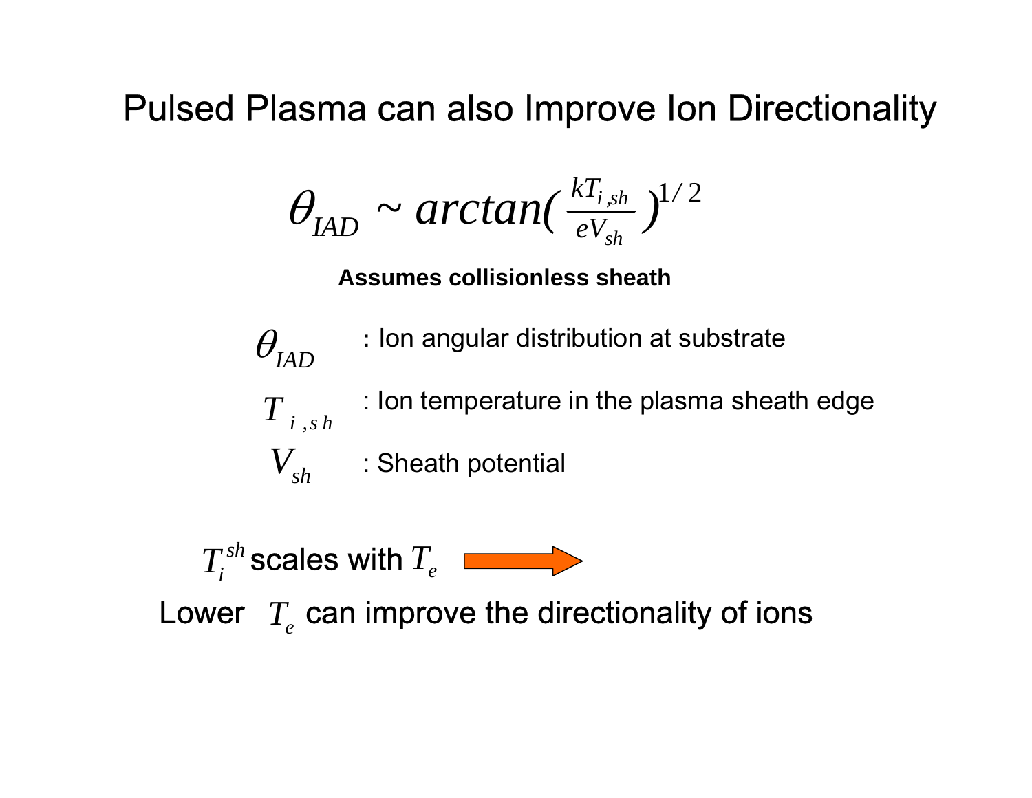# Pulsed Plasma can also Improve Ion Directionality

$$\theta_{IAD} \sim arctan\left(\frac{kT_{i,sh}}{eV_{sh}}\right)^{1/2}$$

**Assumes collisionless sheath**

$\theta_{IAD}$ : Ion angular distribution at substrate

$T_{i,sh}$ : Ion temperature in the plasma sheath edge

$V_{sh}$ : Sheath potential

$T_i^{sh}$ scales with $T_e$ →

Lower $T_e$ can improve the directionality of ions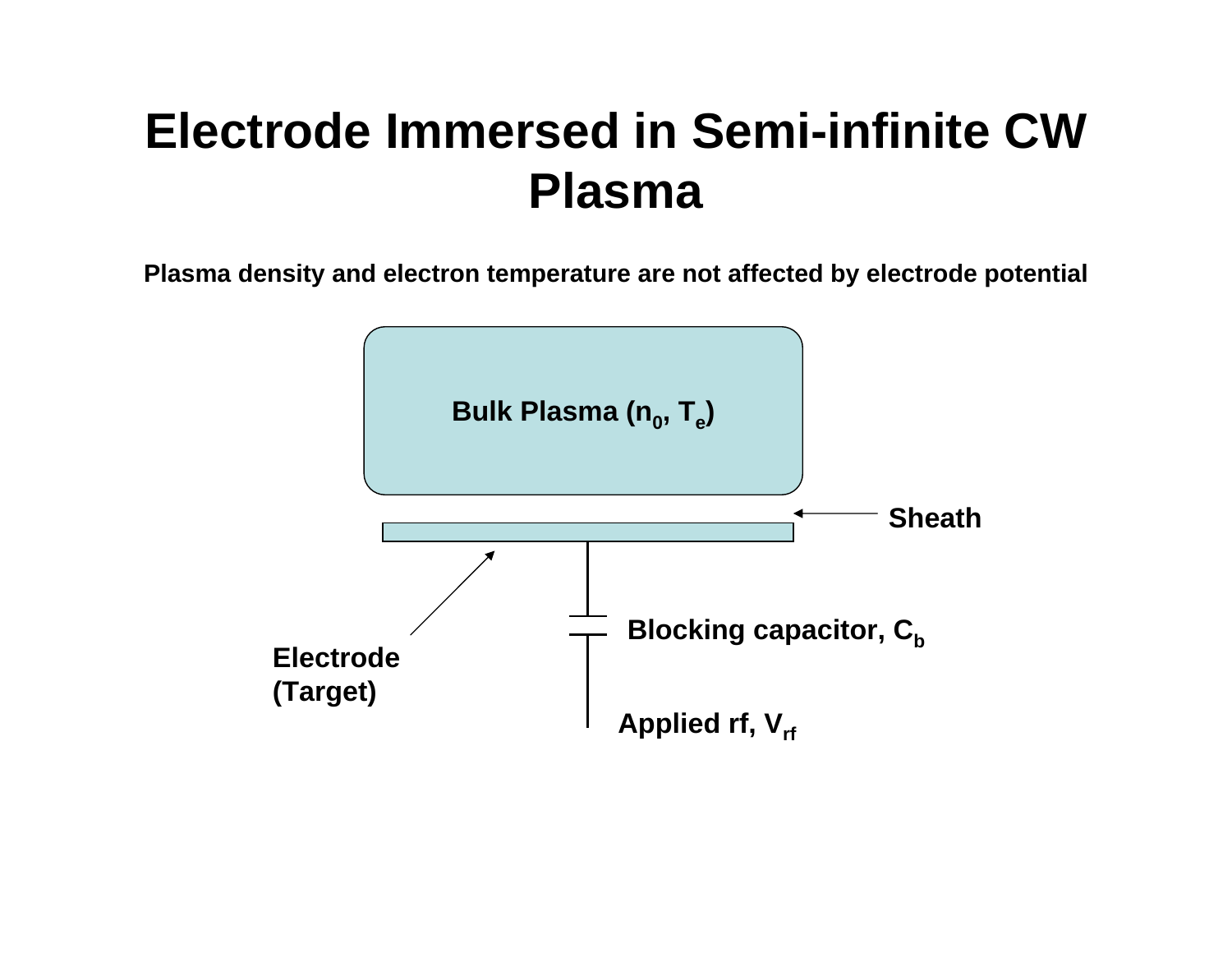# Electrode Immersed in Semi-infinite CW Plasma

**Plasma density and electron temperature are not affected by electrode potential**

Bulk Plasma ($n_0$, $T_e$)

Sheath

Electrode (Target)

Blocking capacitor, $C_b$

Applied rf, $V_{rf}$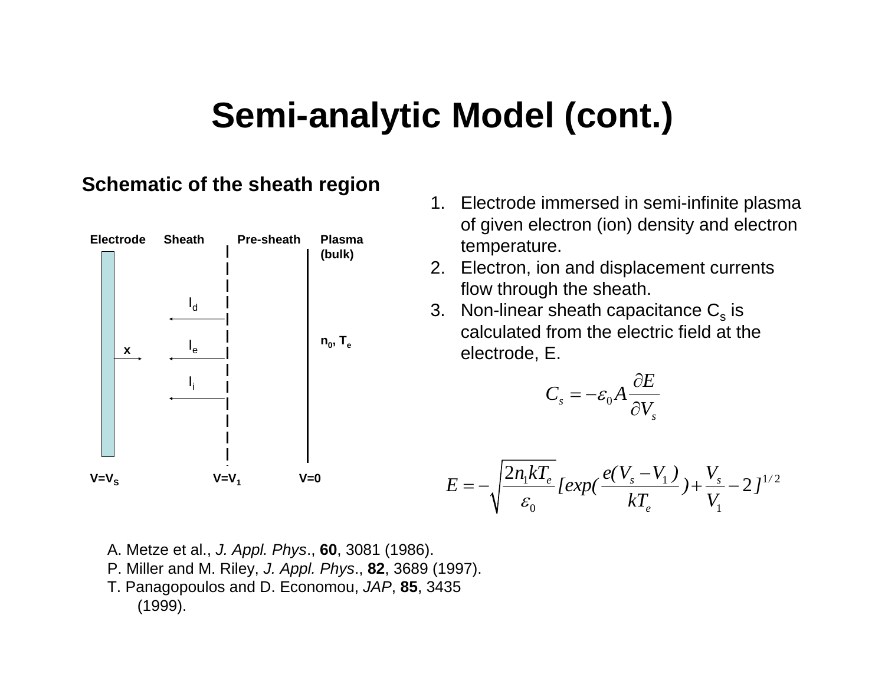# Semi-analytic Model (cont.)

**Schematic of the sheath region**

Electrode | Sheath | Pre-sheath | Plasma (bulk)

$I_d$

$I_e$

$I_i$

x

$n_0$, $T_e$

V=V$_S$ | V=V$_1$ | V=0

1. Electrode immersed in semi-infinite plasma of given electron (ion) density and electron temperature.
2. Electron, ion and displacement currents flow through the sheath.
3. Non-linear sheath capacitance $C_s$ is calculated from the electric field at the electrode, E.

$$C_s = -\varepsilon_0 A \frac{\partial E}{\partial V_s}$$

$$E = -\sqrt{\frac{2n_1 kT_e}{\varepsilon_0}}\left[exp\left(\frac{e(V_s - V_1)}{kT_e}\right) + \frac{V_s}{V_1} - 2\right]^{1/2}$$

A. Metze et al., *J. Appl. Phys*., **60**, 3081 (1986).
P. Miller and M. Riley, *J. Appl. Phys*., **82**, 3689 (1997).
T. Panagopoulos and D. Economou, *JAP*, **85**, 3435 (1999).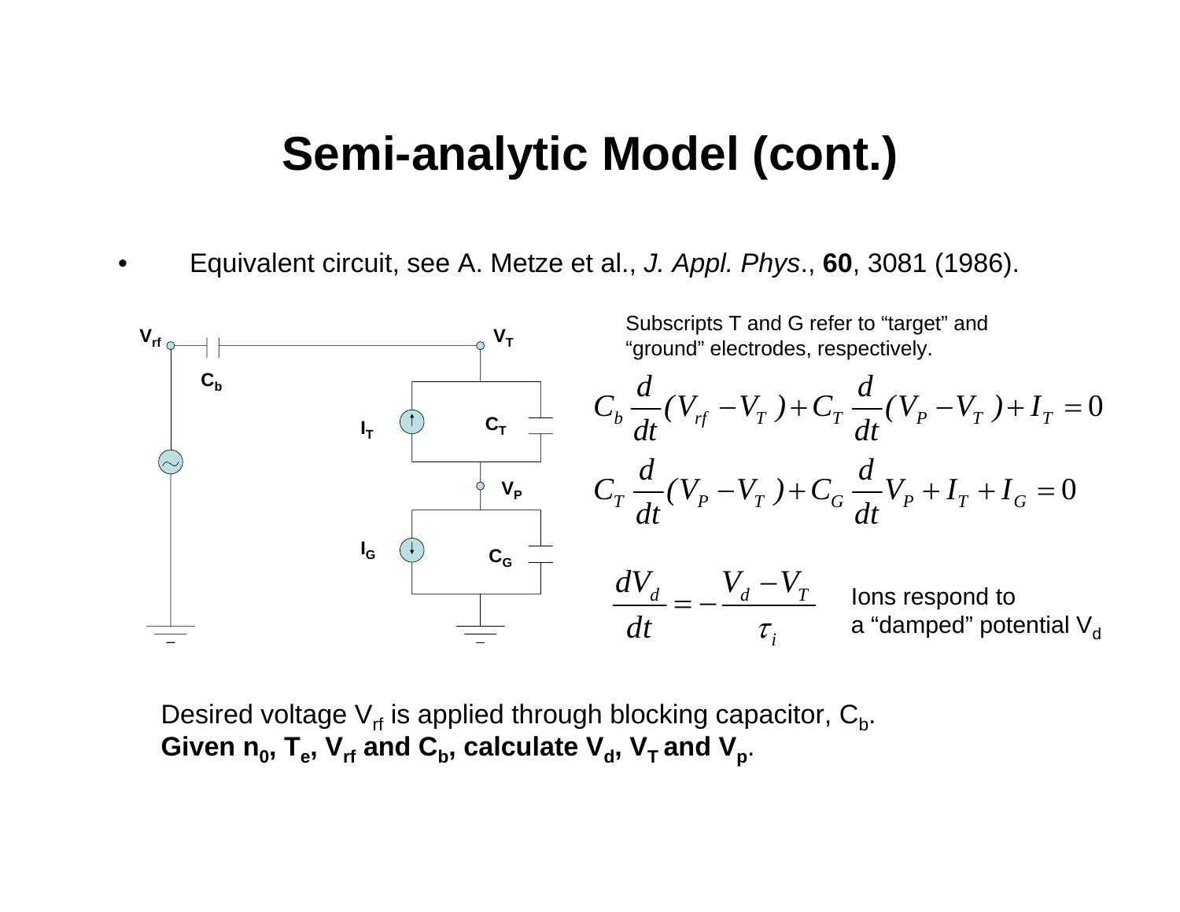# Semi-analytic Model (cont.)

- Equivalent circuit, see A. Metze et al., *J. Appl. Phys*., **60**, 3081 (1986).

Subscripts T and G refer to "target" and "ground" electrodes, respectively.

$$C_b \frac{d}{dt}(V_{rf} - V_T) + C_T \frac{d}{dt}(V_P - V_T) + I_T = 0$$

$$C_T \frac{d}{dt}(V_P - V_T) + C_G \frac{d}{dt} V_P + I_T + I_G = 0$$

$$\frac{dV_d}{dt} = -\frac{V_d - V_T}{\tau_i}$$

Ions respond to a "damped" potential $V_d$

Desired voltage $V_{rf}$ is applied through blocking capacitor, $C_b$.
**Given $n_0$, $T_e$, $V_{rf}$ and $C_b$, calculate $V_d$, $V_T$ and $V_p$.**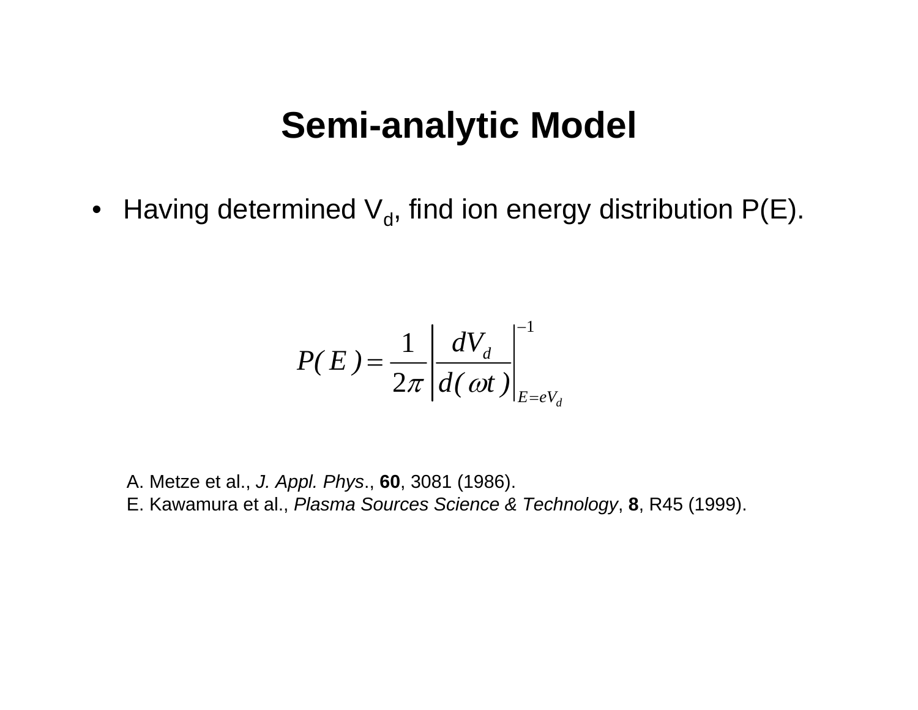# Semi-analytic Model

- Having determined $V_d$, find ion energy distribution P(E).

$$P(E) = \frac{1}{2\pi} \left| \frac{dV_d}{d(\omega t)} \right|^{-1}_{E=eV_d}$$

A. Metze et al., *J. Appl. Phys*., **60**, 3081 (1986).
E. Kawamura et al., *Plasma Sources Science & Technology*, **8**, R45 (1999).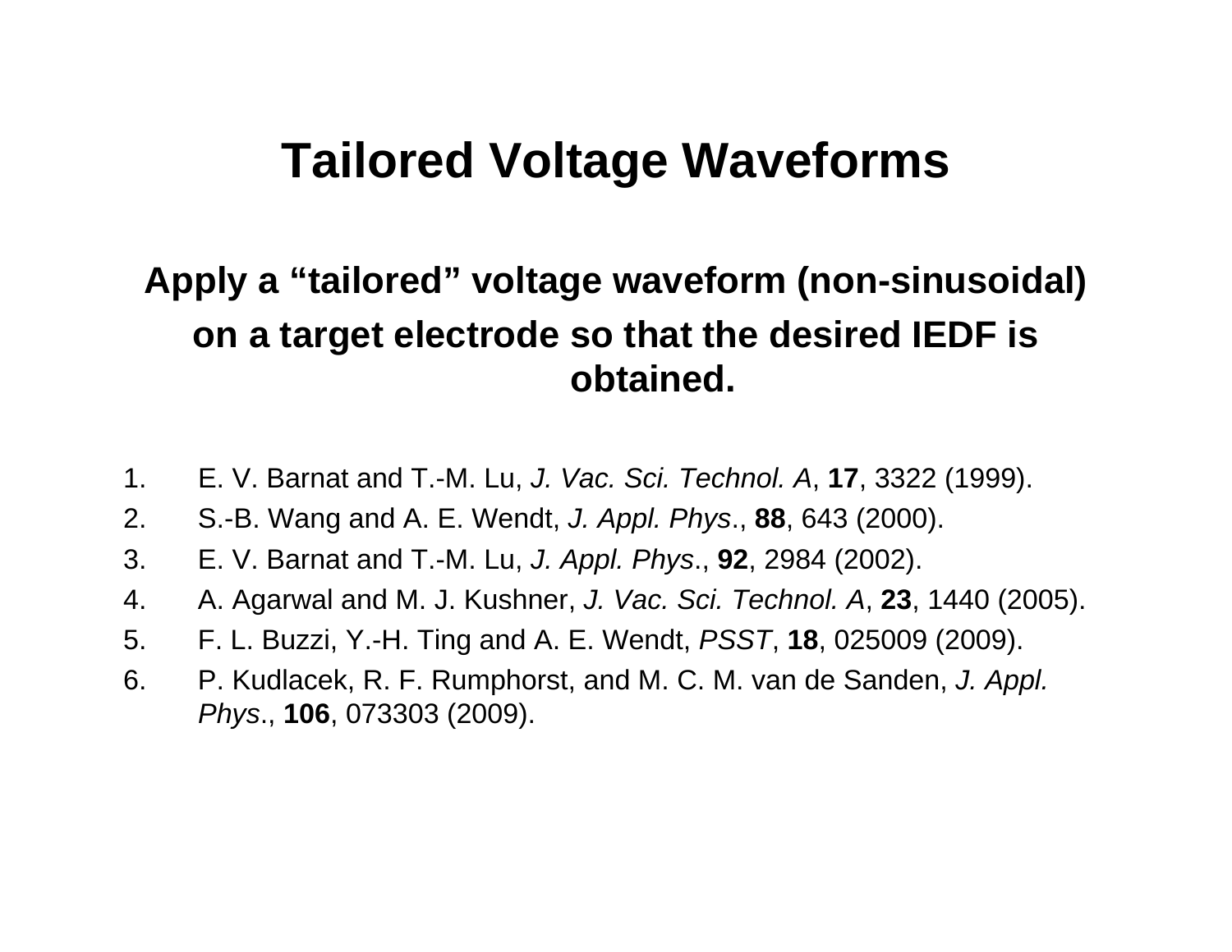# Tailored Voltage Waveforms

**Apply a “tailored” voltage waveform (non-sinusoidal) on a target electrode so that the desired IEDF is obtained.**

1. E. V. Barnat and T.-M. Lu, *J. Vac. Sci. Technol. A*, **17**, 3322 (1999).
2. S.-B. Wang and A. E. Wendt, *J. Appl. Phys*., **88**, 643 (2000).
3. E. V. Barnat and T.-M. Lu, *J. Appl. Phys*., **92**, 2984 (2002).
4. A. Agarwal and M. J. Kushner, *J. Vac. Sci. Technol. A*, **23**, 1440 (2005).
5. F. L. Buzzi, Y.-H. Ting and A. E. Wendt, *PSST*, **18**, 025009 (2009).
6. P. Kudlacek, R. F. Rumphorst, and M. C. M. van de Sanden, *J. Appl. Phys*., **106**, 073303 (2009).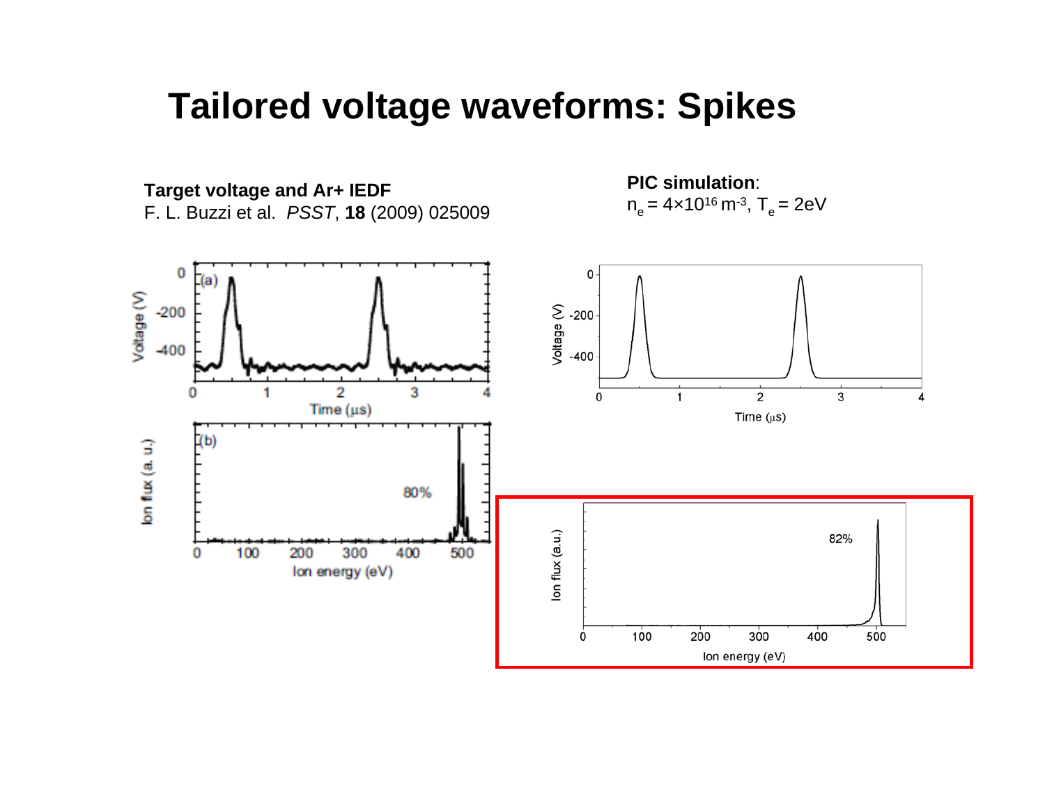# Tailored voltage waveforms: Spikes

**Target voltage and Ar+ IEDF**
F. L. Buzzi et al. *PSST*, **18** (2009) 025009

**PIC simulation**:
$n_e = 4\times10^{16}$ m$^{-3}$, $T_e = 2$eV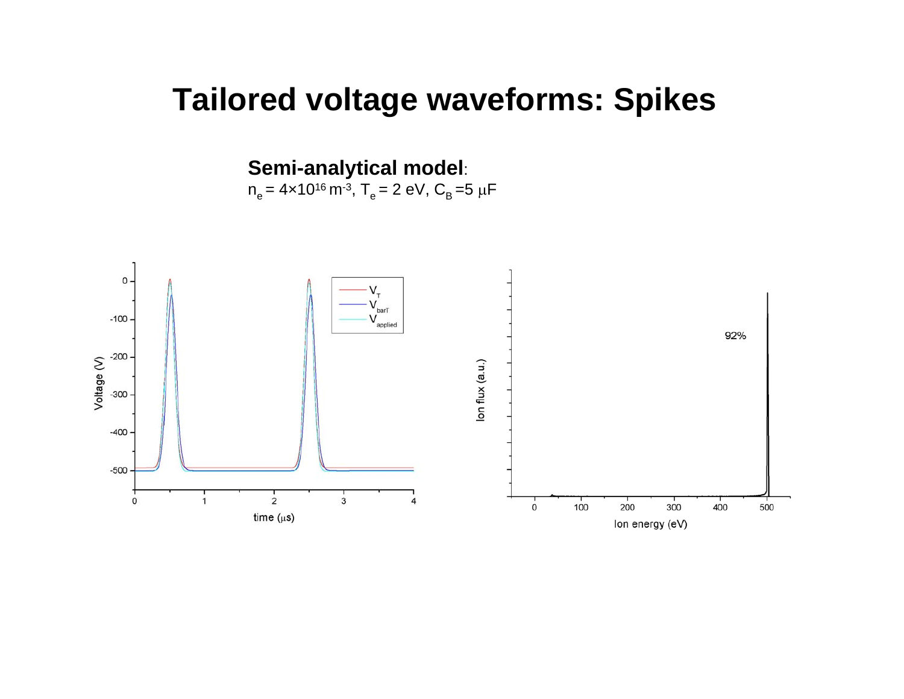# Tailored voltage waveforms: Spikes

**Semi-analytical model**:
$n_e = 4\times10^{16}\ m^{-3}$, $T_e = 2$ eV, $C_B = 5\ \mu F$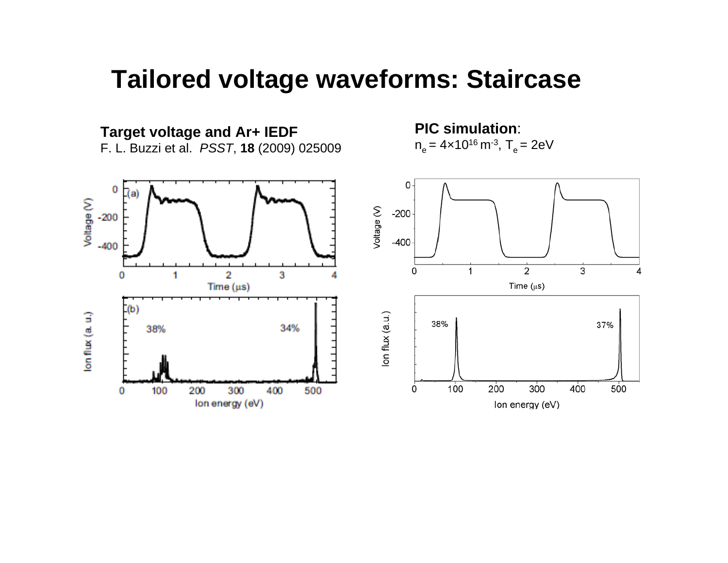# Tailored voltage waveforms: Staircase

**Target voltage and Ar+ IEDF**
F. L. Buzzi et al. *PSST*, **18** (2009) 025009

**PIC simulation**:
$n_e = 4\times10^{16}\ m^{-3}$, $T_e = 2eV$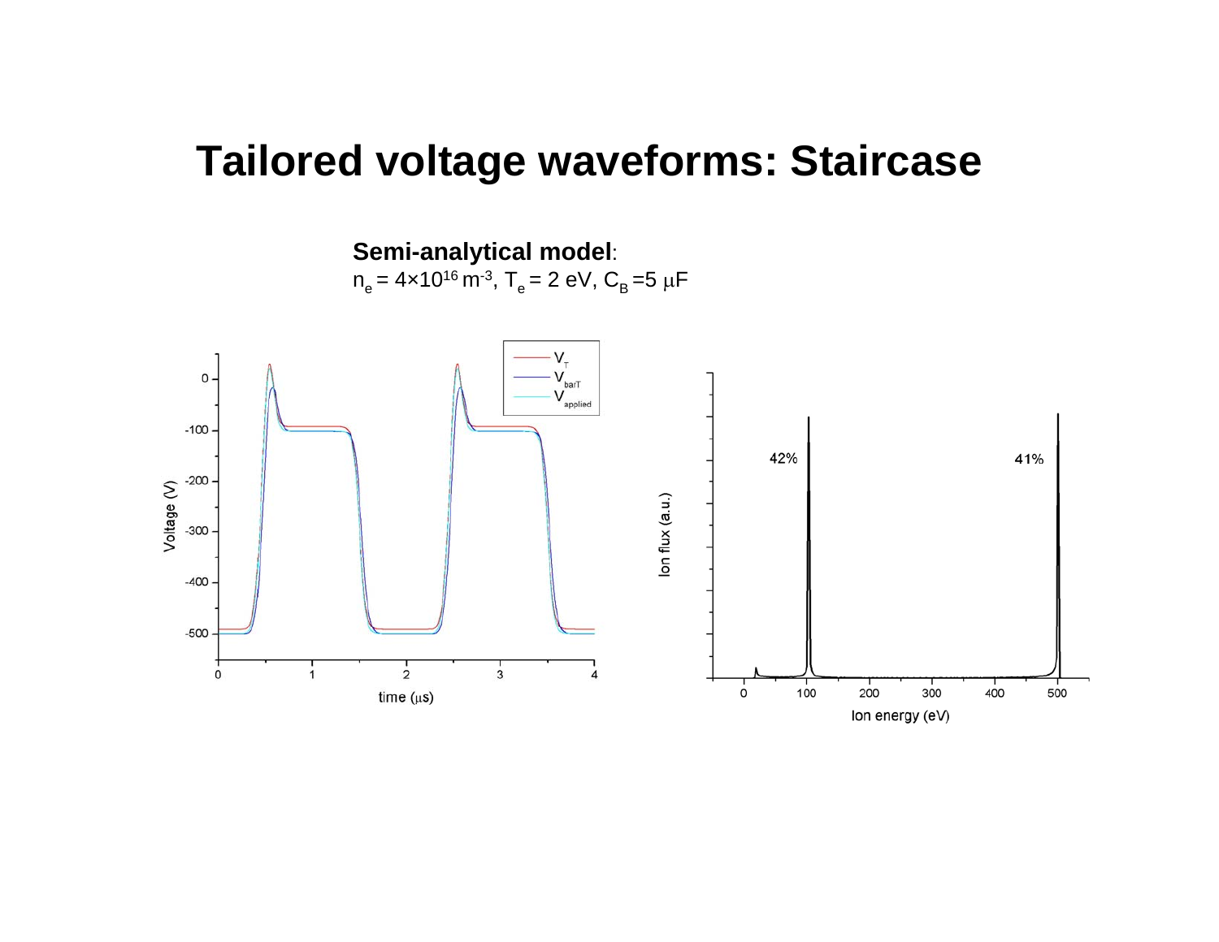# Tailored voltage waveforms: Staircase

**Semi-analytical model**:

$n_e = 4\times10^{16}$ $m^{-3}$, $T_e = 2$ eV, $C_B = 5$ $\mu$F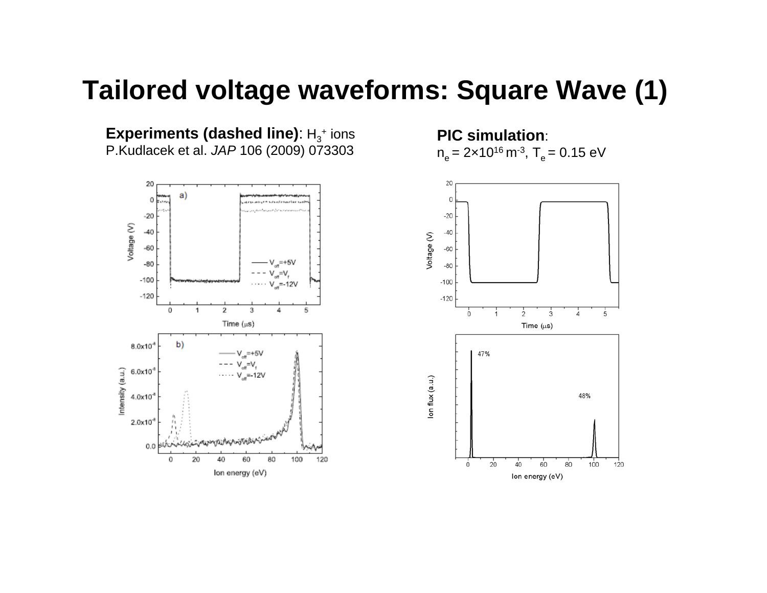# Tailored voltage waveforms: Square Wave (1)

**Experiments (dashed line)**: $H_3^+$ ions
P.Kudlacek et al. *JAP* 106 (2009) 073303

**PIC simulation**:
$n_e = 2\times10^{16}\ m^{-3}$, $T_e = 0.15$ eV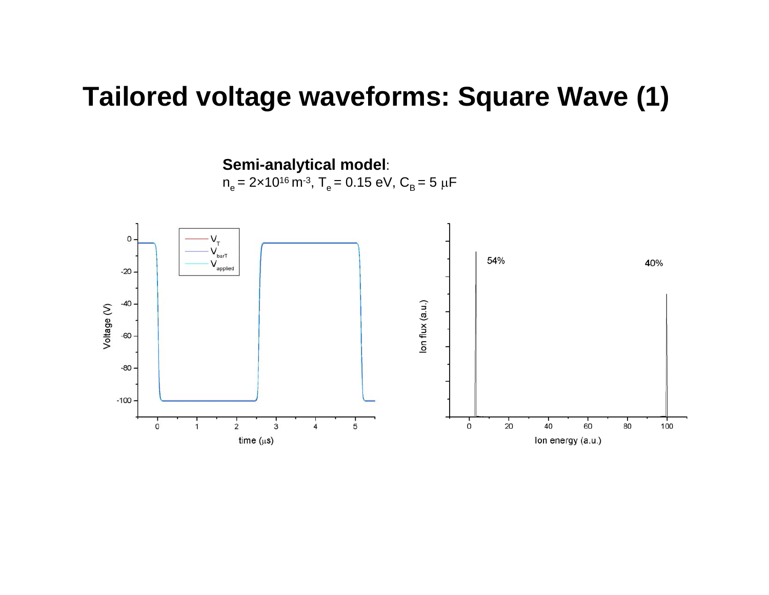# Tailored voltage waveforms: Square Wave (1)

**Semi-analytical model**:
$n_e = 2\times10^{16}\ m^{-3}$, $T_e = 0.15$ eV, $C_B = 5\ \mu F$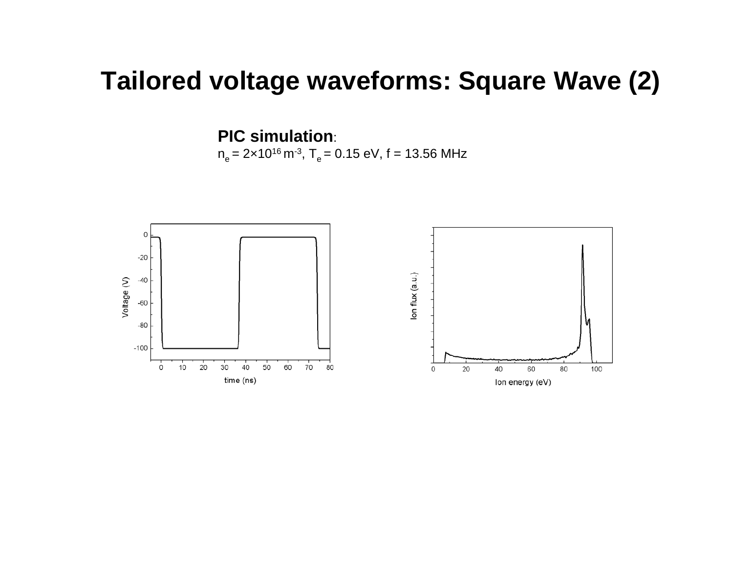# Tailored voltage waveforms: Square Wave (2)

**PIC simulation**:
$n_e = 2\times10^{16}$ m$^{-3}$, $T_e = 0.15$ eV, f = 13.56 MHz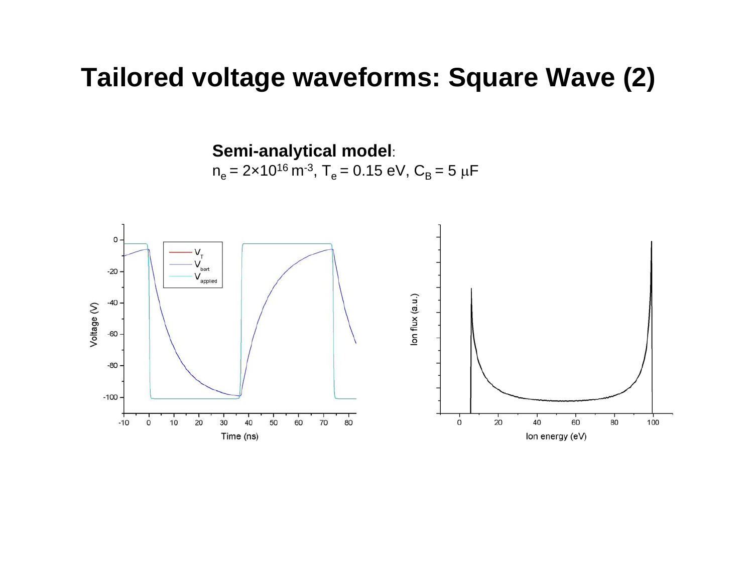# Tailored voltage waveforms: Square Wave (2)

**Semi-analytical model**:

$n_e = 2\times10^{16}\ m^{-3}$, $T_e = 0.15$ eV, $C_B = 5\ \mu F$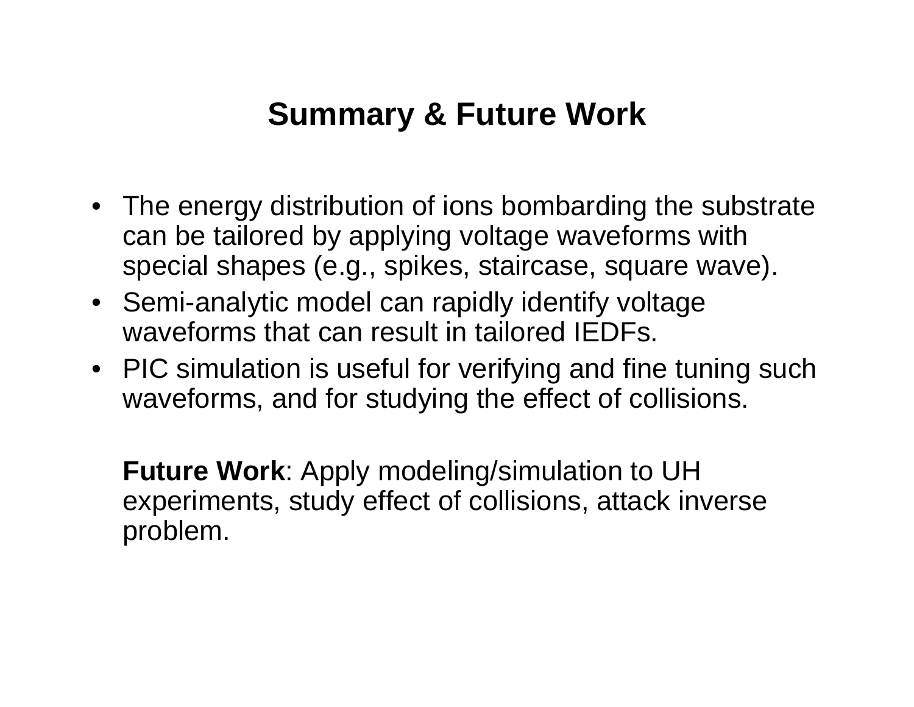# Summary & Future Work

- The energy distribution of ions bombarding the substrate can be tailored by applying voltage waveforms with special shapes (e.g., spikes, staircase, square wave).
- Semi-analytic model can rapidly identify voltage waveforms that can result in tailored IEDFs.
- PIC simulation is useful for verifying and fine tuning such waveforms, and for studying the effect of collisions.

**Future Work**: Apply modeling/simulation to UH experiments, study effect of collisions, attack inverse problem.